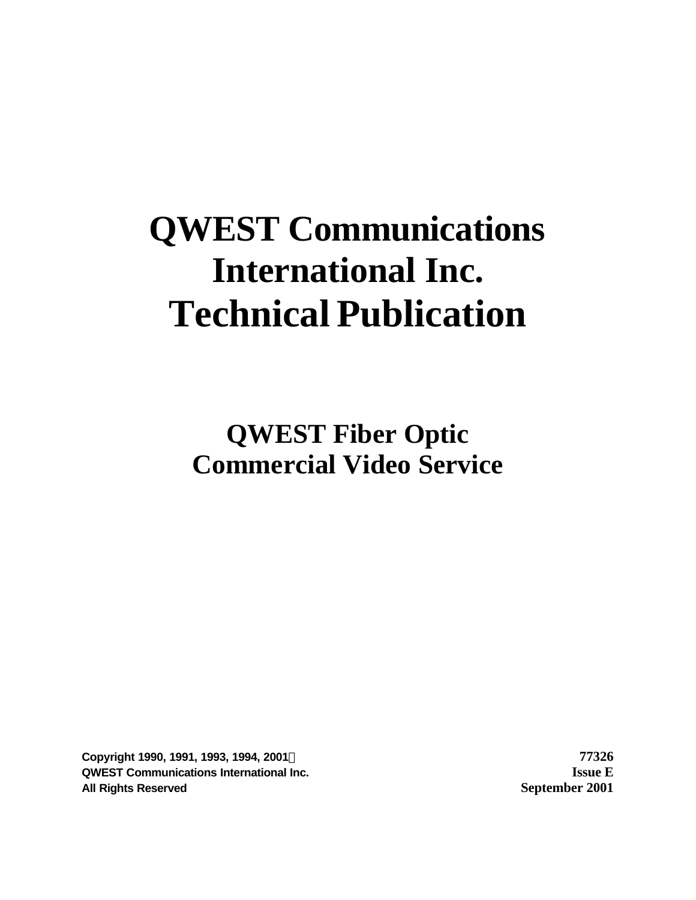# QWEST Communications International Inc. Technical Publication

## QWEST Fiber Optic Commercial Video Service

**Copyright 1990, 1991, 1993, 1994, 2001©**
**QWEST Communications International Inc.**
**All Rights Reserved**

**77326**
**Issue E**
**September 2001**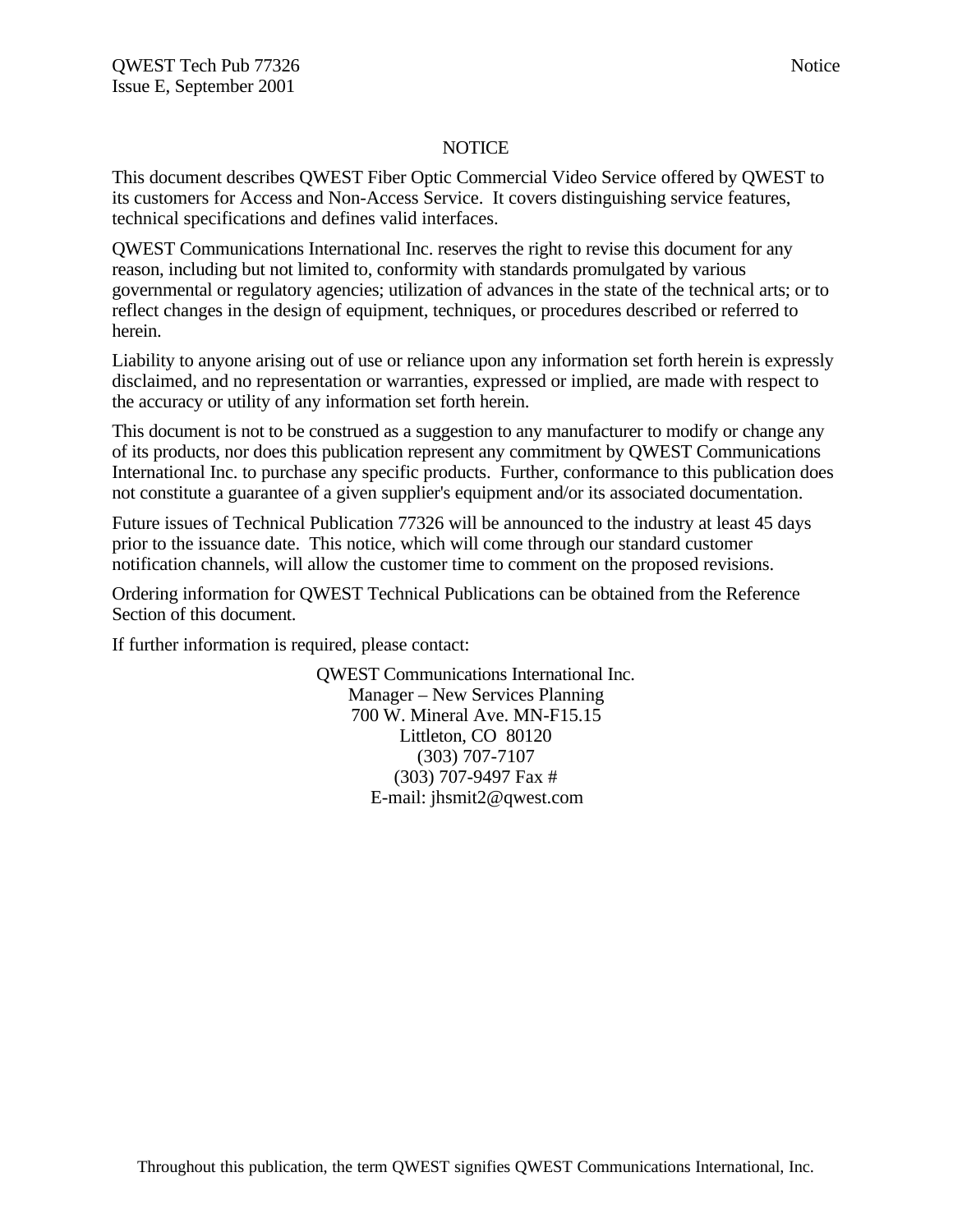# NOTICE

This document describes QWEST Fiber Optic Commercial Video Service offered by QWEST to its customers for Access and Non-Access Service. It covers distinguishing service features, technical specifications and defines valid interfaces.

QWEST Communications International Inc. reserves the right to revise this document for any reason, including but not limited to, conformity with standards promulgated by various governmental or regulatory agencies; utilization of advances in the state of the technical arts; or to reflect changes in the design of equipment, techniques, or procedures described or referred to herein.

Liability to anyone arising out of use or reliance upon any information set forth herein is expressly disclaimed, and no representation or warranties, expressed or implied, are made with respect to the accuracy or utility of any information set forth herein.

This document is not to be construed as a suggestion to any manufacturer to modify or change any of its products, nor does this publication represent any commitment by QWEST Communications International Inc. to purchase any specific products. Further, conformance to this publication does not constitute a guarantee of a given supplier's equipment and/or its associated documentation.

Future issues of Technical Publication 77326 will be announced to the industry at least 45 days prior to the issuance date. This notice, which will come through our standard customer notification channels, will allow the customer time to comment on the proposed revisions.

Ordering information for QWEST Technical Publications can be obtained from the Reference Section of this document.

If further information is required, please contact:

QWEST Communications International Inc.
Manager – New Services Planning
700 W. Mineral Ave. MN-F15.15
Littleton, CO 80120
(303) 707-7107
(303) 707-9497 Fax #
E-mail: jhsmit2@qwest.com

Throughout this publication, the term QWEST signifies QWEST Communications International, Inc.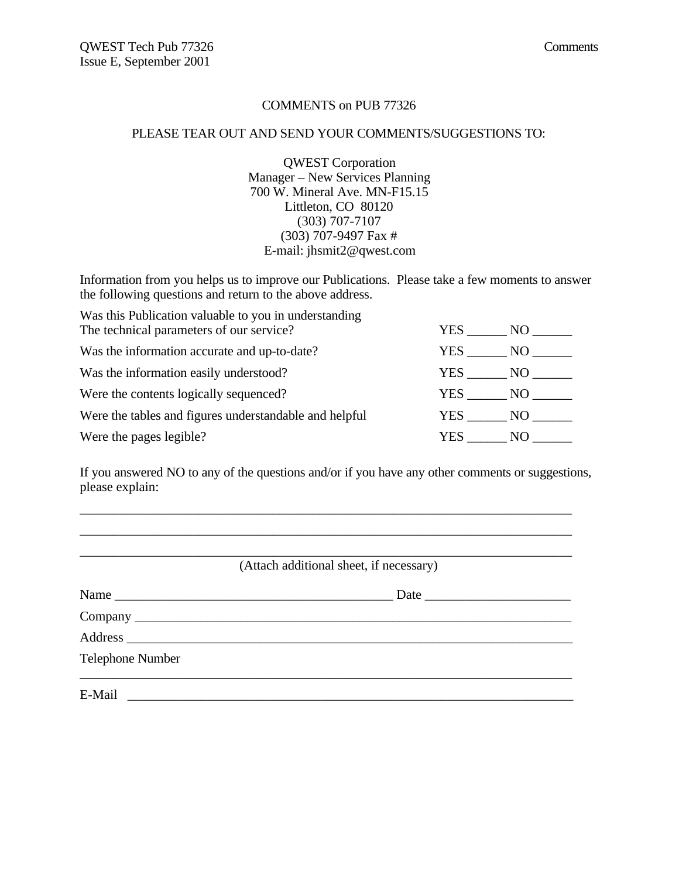## COMMENTS on PUB 77326

PLEASE TEAR OUT AND SEND YOUR COMMENTS/SUGGESTIONS TO:

QWEST Corporation
Manager – New Services Planning
700 W. Mineral Ave. MN-F15.15
Littleton, CO 80120
(303) 707-7107
(303) 707-9497 Fax #
E-mail: jhsmit2@qwest.com

Information from you helps us to improve our Publications. Please take a few moments to answer the following questions and return to the above address.

| | |
|---|---|
| Was this Publication valuable to you in understanding The technical parameters of our service? | YES ______ NO ______ |
| Was the information accurate and up-to-date? | YES ______ NO ______ |
| Was the information easily understood? | YES ______ NO ______ |
| Were the contents logically sequenced? | YES ______ NO ______ |
| Were the tables and figures understandable and helpful | YES ______ NO ______ |
| Were the pages legible? | YES ______ NO ______ |

If you answered NO to any of the questions and/or if you have any other comments or suggestions, please explain:

_____________________________________________________________________________

_____________________________________________________________________________

_____________________________________________________________________________

(Attach additional sheet, if necessary)

Name ___________________________________________ Date ______________________

Company ___________________________________________________________________

Address ____________________________________________________________________

Telephone Number

_____________________________________________________________________________

E-Mail ____________________________________________________________________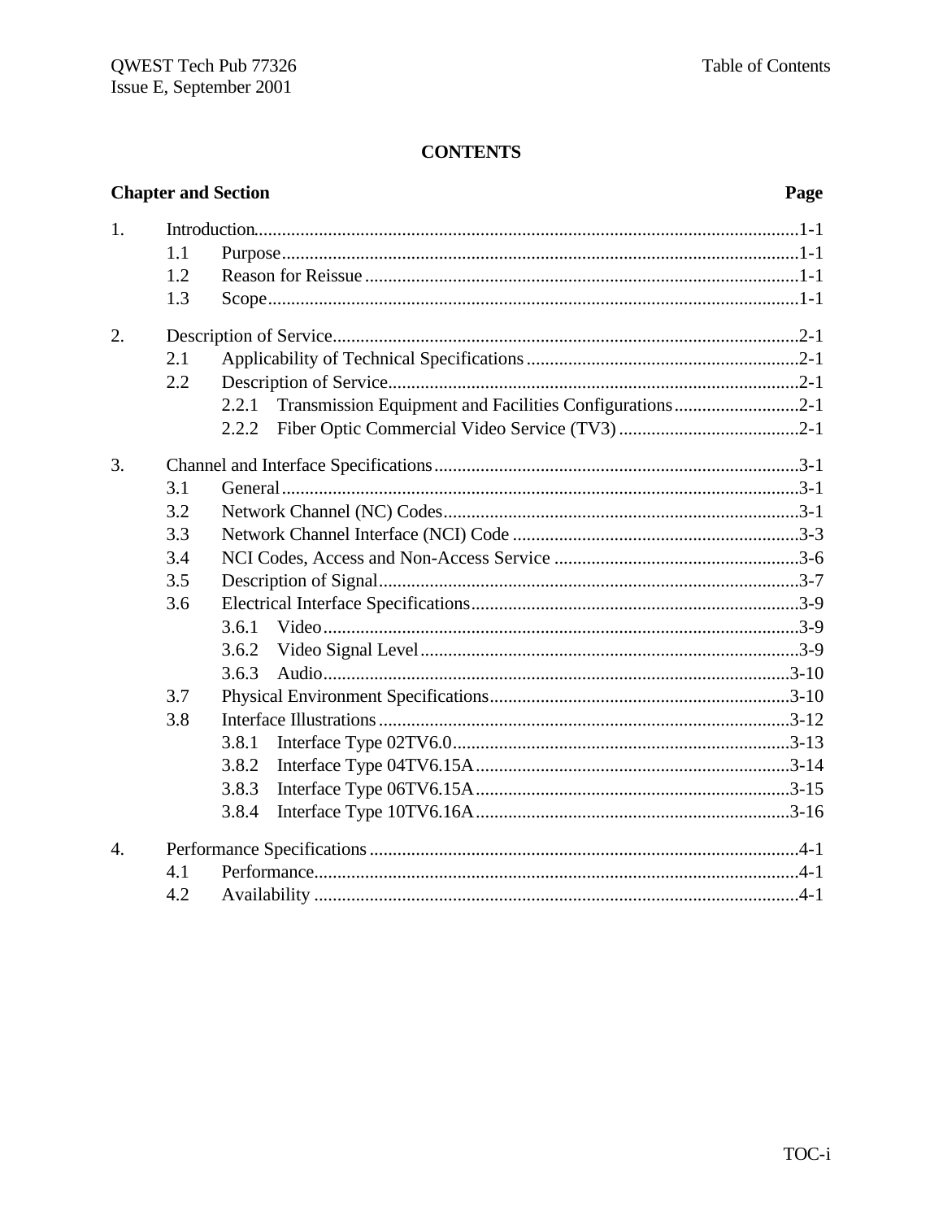# CONTENTS

| Chapter and Section | | | Page |
|---|---|---|---|
| 1. | Introduction | | 1-1 |
| | 1.1 | Purpose | 1-1 |
| | 1.2 | Reason for Reissue | 1-1 |
| | 1.3 | Scope | 1-1 |
| 2. | Description of Service | | 2-1 |
| | 2.1 | Applicability of Technical Specifications | 2-1 |
| | 2.2 | Description of Service | 2-1 |
| | | 2.2.1 Transmission Equipment and Facilities Configurations | 2-1 |
| | | 2.2.2 Fiber Optic Commercial Video Service (TV3) | 2-1 |
| 3. | Channel and Interface Specifications | | 3-1 |
| | 3.1 | General | 3-1 |
| | 3.2 | Network Channel (NC) Codes | 3-1 |
| | 3.3 | Network Channel Interface (NCI) Code | 3-3 |
| | 3.4 | NCI Codes, Access and Non-Access Service | 3-6 |
| | 3.5 | Description of Signal | 3-7 |
| | 3.6 | Electrical Interface Specifications | 3-9 |
| | | 3.6.1 Video | 3-9 |
| | | 3.6.2 Video Signal Level | 3-9 |
| | | 3.6.3 Audio | 3-10 |
| | 3.7 | Physical Environment Specifications | 3-10 |
| | 3.8 | Interface Illustrations | 3-12 |
| | | 3.8.1 Interface Type 02TV6.0 | 3-13 |
| | | 3.8.2 Interface Type 04TV6.15A | 3-14 |
| | | 3.8.3 Interface Type 06TV6.15A | 3-15 |
| | | 3.8.4 Interface Type 10TV6.16A | 3-16 |
| 4. | Performance Specifications | | 4-1 |
| | 4.1 | Performance | 4-1 |
| | 4.2 | Availability | 4-1 |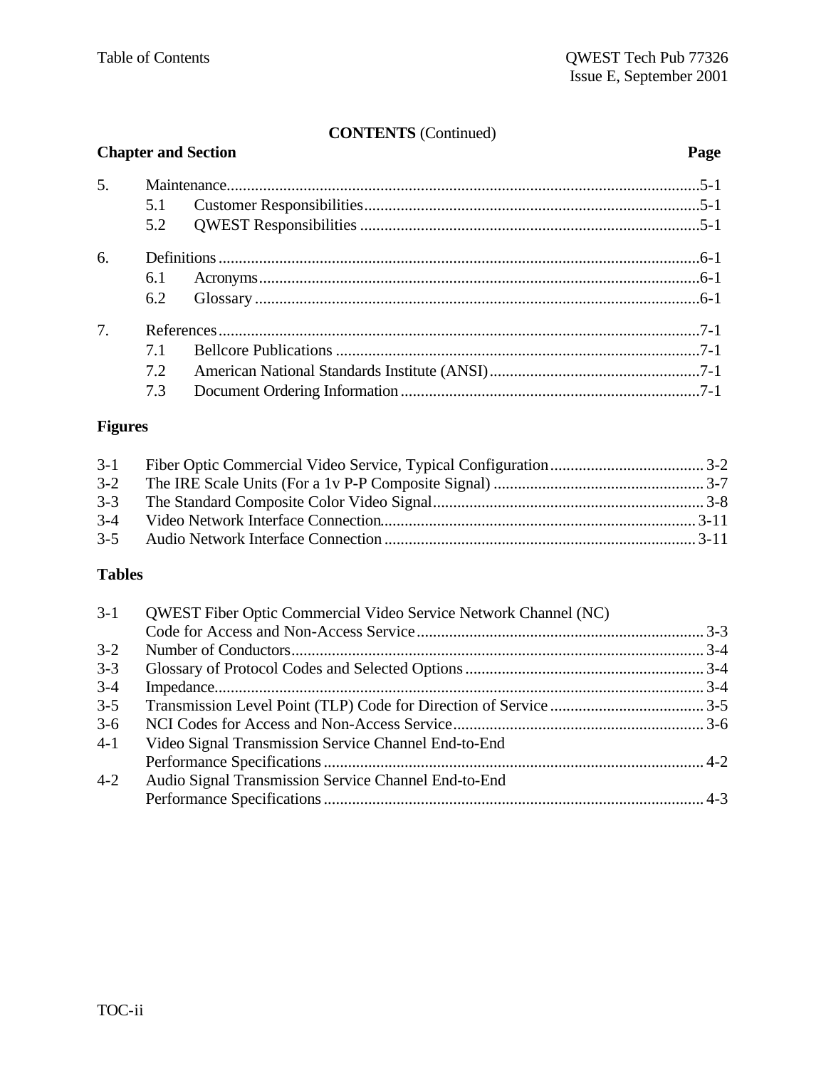**CONTENTS** (Continued)

| Chapter and Section | | Page |
|---|---|---|
| 5. | Maintenance | 5-1 |
| | 5.1 Customer Responsibilities | 5-1 |
| | 5.2 QWEST Responsibilities | 5-1 |
| 6. | Definitions | 6-1 |
| | 6.1 Acronyms | 6-1 |
| | 6.2 Glossary | 6-1 |
| 7. | References | 7-1 |
| | 7.1 Bellcore Publications | 7-1 |
| | 7.2 American National Standards Institute (ANSI) | 7-1 |
| | 7.3 Document Ordering Information | 7-1 |

**Figures**

| | | |
|---|---|---|
| 3-1 | Fiber Optic Commercial Video Service, Typical Configuration | 3-2 |
| 3-2 | The IRE Scale Units (For a 1v P-P Composite Signal) | 3-7 |
| 3-3 | The Standard Composite Color Video Signal | 3-8 |
| 3-4 | Video Network Interface Connection | 3-11 |
| 3-5 | Audio Network Interface Connection | 3-11 |

**Tables**

| | | |
|---|---|---|
| 3-1 | QWEST Fiber Optic Commercial Video Service Network Channel (NC) Code for Access and Non-Access Service | 3-3 |
| 3-2 | Number of Conductors | 3-4 |
| 3-3 | Glossary of Protocol Codes and Selected Options | 3-4 |
| 3-4 | Impedance | 3-4 |
| 3-5 | Transmission Level Point (TLP) Code for Direction of Service | 3-5 |
| 3-6 | NCI Codes for Access and Non-Access Service | 3-6 |
| 4-1 | Video Signal Transmission Service Channel End-to-End Performance Specifications | 4-2 |
| 4-2 | Audio Signal Transmission Service Channel End-to-End Performance Specifications | 4-3 |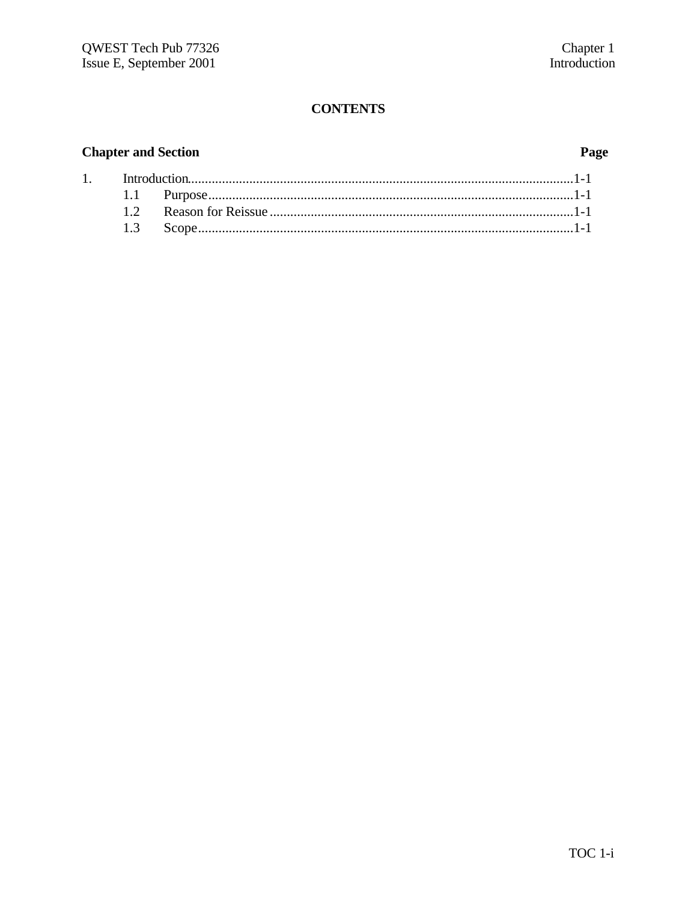# CONTENTS

**Chapter and Section** **Page**

1. Introduction................................................................................................................1-1
   - 1.1 Purpose..........................................................................................................1-1
   - 1.2 Reason for Reissue........................................................................................1-1
   - 1.3 Scope.............................................................................................................1-1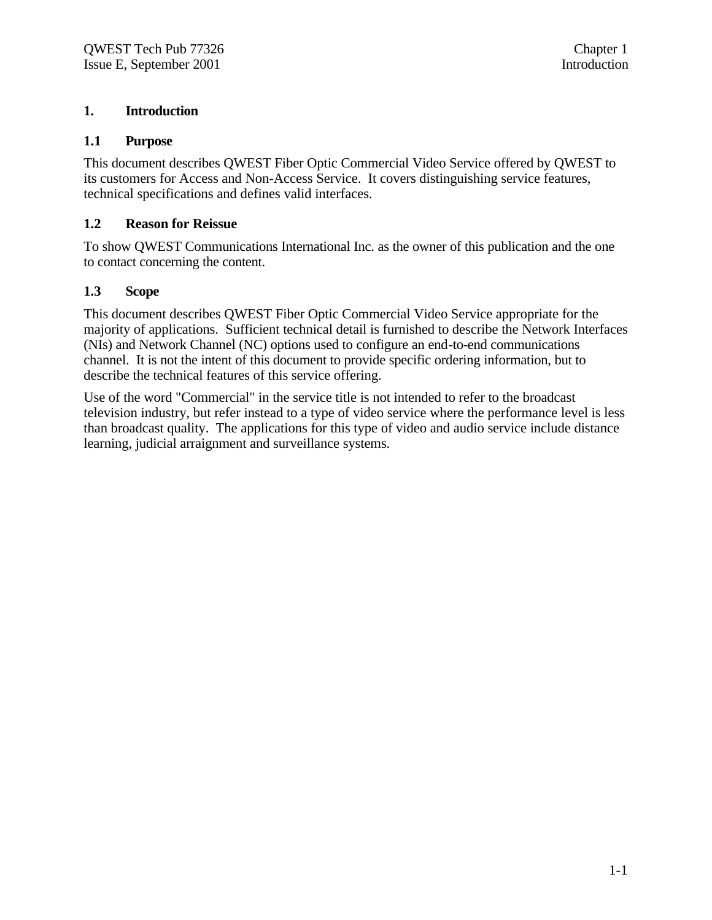# 1. Introduction

## 1.1 Purpose

This document describes QWEST Fiber Optic Commercial Video Service offered by QWEST to its customers for Access and Non-Access Service. It covers distinguishing service features, technical specifications and defines valid interfaces.

## 1.2 Reason for Reissue

To show QWEST Communications International Inc. as the owner of this publication and the one to contact concerning the content.

## 1.3 Scope

This document describes QWEST Fiber Optic Commercial Video Service appropriate for the majority of applications. Sufficient technical detail is furnished to describe the Network Interfaces (NIs) and Network Channel (NC) options used to configure an end-to-end communications channel. It is not the intent of this document to provide specific ordering information, but to describe the technical features of this service offering.

Use of the word "Commercial" in the service title is not intended to refer to the broadcast television industry, but refer instead to a type of video service where the performance level is less than broadcast quality. The applications for this type of video and audio service include distance learning, judicial arraignment and surveillance systems.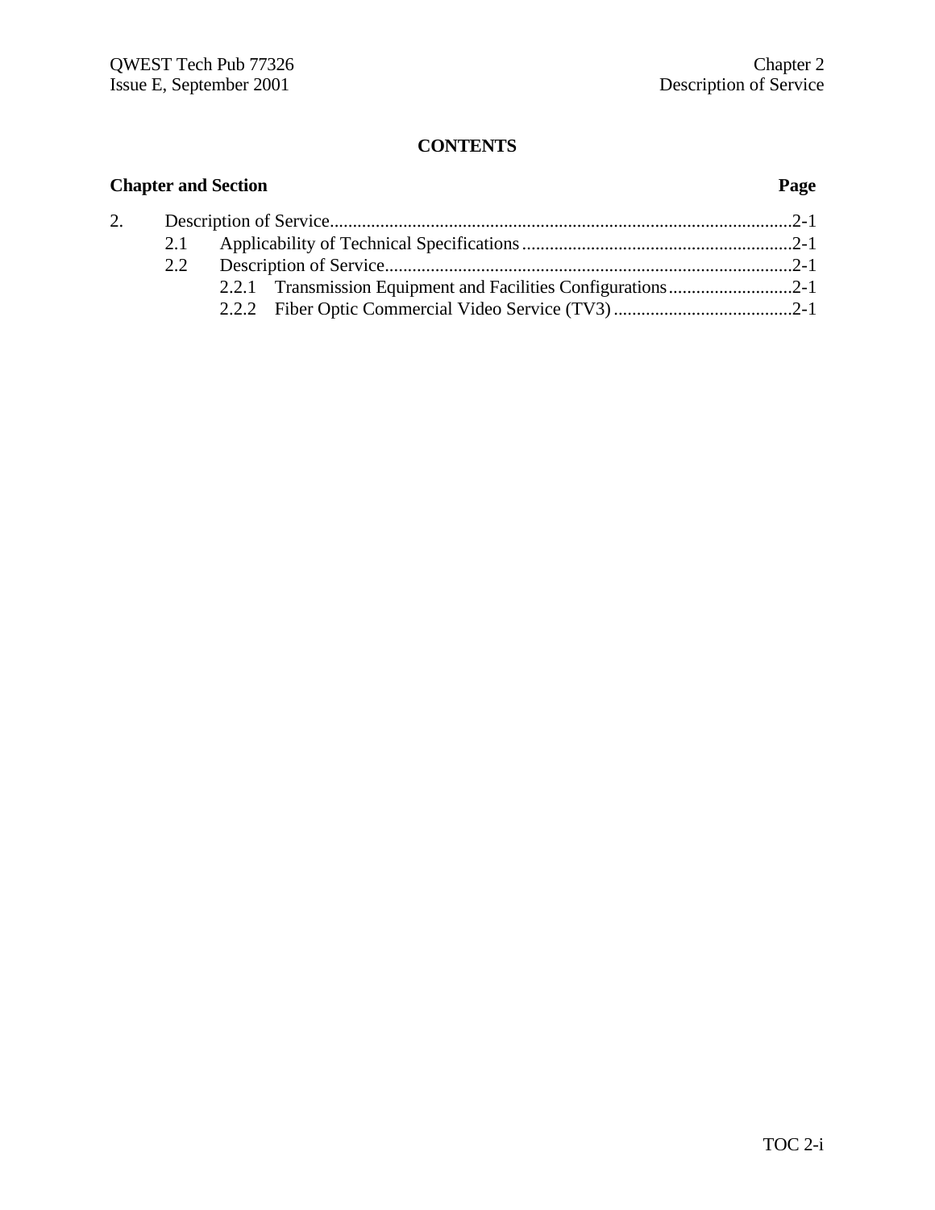**CONTENTS**

**Chapter and Section** **Page**

2. Description of Service......................................................................................................2-1
   - 2.1 Applicability of Technical Specifications............................................................2-1
   - 2.2 Description of Service..........................................................................................2-1
     - 2.2.1 Transmission Equipment and Facilities Configurations...........................2-1
     - 2.2.2 Fiber Optic Commercial Video Service (TV3).......................................2-1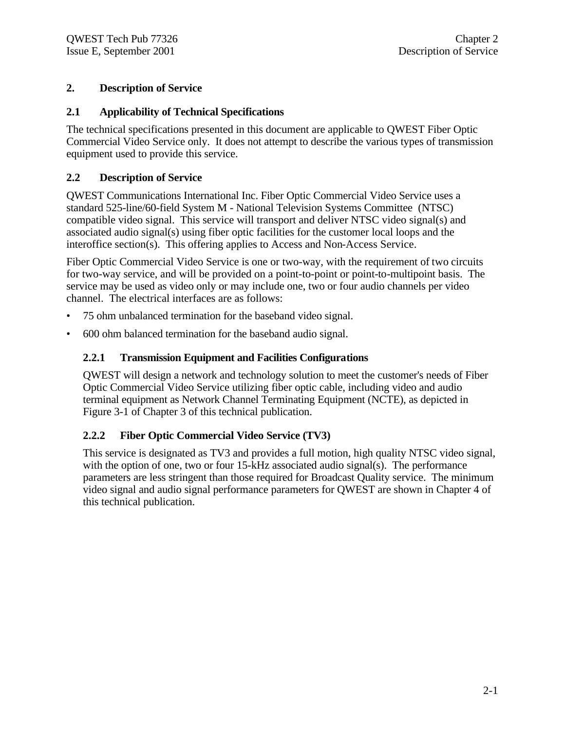# 2. Description of Service

## 2.1 Applicability of Technical Specifications

The technical specifications presented in this document are applicable to QWEST Fiber Optic Commercial Video Service only. It does not attempt to describe the various types of transmission equipment used to provide this service.

## 2.2 Description of Service

QWEST Communications International Inc. Fiber Optic Commercial Video Service uses a standard 525-line/60-field System M - National Television Systems Committee (NTSC) compatible video signal. This service will transport and deliver NTSC video signal(s) and associated audio signal(s) using fiber optic facilities for the customer local loops and the interoffice section(s). This offering applies to Access and Non-Access Service.

Fiber Optic Commercial Video Service is one or two-way, with the requirement of two circuits for two-way service, and will be provided on a point-to-point or point-to-multipoint basis. The service may be used as video only or may include one, two or four audio channels per video channel. The electrical interfaces are as follows:

- 75 ohm unbalanced termination for the baseband video signal.
- 600 ohm balanced termination for the baseband audio signal.

### 2.2.1 Transmission Equipment and Facilities Configurations

QWEST will design a network and technology solution to meet the customer's needs of Fiber Optic Commercial Video Service utilizing fiber optic cable, including video and audio terminal equipment as Network Channel Terminating Equipment (NCTE), as depicted in Figure 3-1 of Chapter 3 of this technical publication.

### 2.2.2 Fiber Optic Commercial Video Service (TV3)

This service is designated as TV3 and provides a full motion, high quality NTSC video signal, with the option of one, two or four 15-kHz associated audio signal(s). The performance parameters are less stringent than those required for Broadcast Quality service. The minimum video signal and audio signal performance parameters for QWEST are shown in Chapter 4 of this technical publication.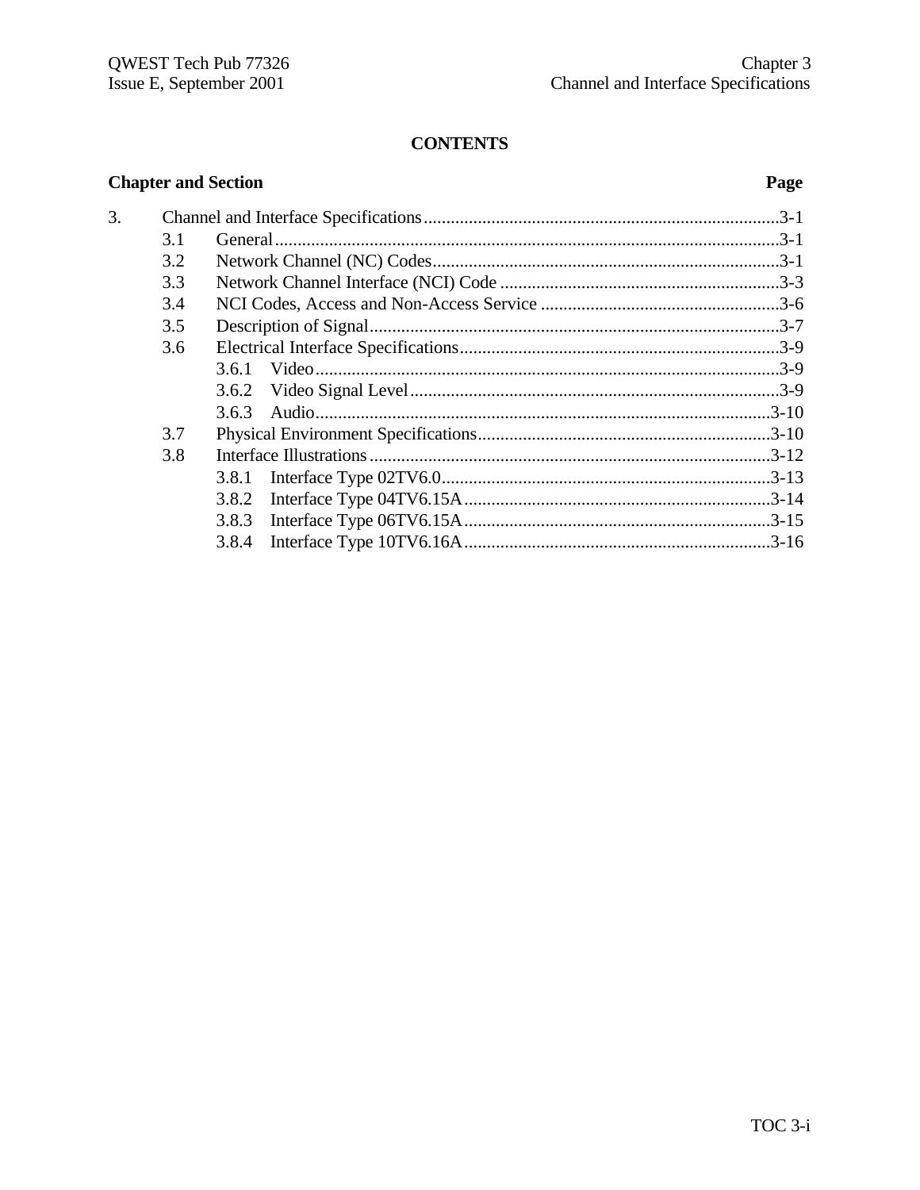# CONTENTS

| Chapter and Section | | | Page |
|---|---|---|---|
| 3. | Channel and Interface Specifications | | 3-1 |
| | 3.1 | General | 3-1 |
| | 3.2 | Network Channel (NC) Codes | 3-1 |
| | 3.3 | Network Channel Interface (NCI) Code | 3-3 |
| | 3.4 | NCI Codes, Access and Non-Access Service | 3-6 |
| | 3.5 | Description of Signal | 3-7 |
| | 3.6 | Electrical Interface Specifications | 3-9 |
| | | 3.6.1 Video | 3-9 |
| | | 3.6.2 Video Signal Level | 3-9 |
| | | 3.6.3 Audio | 3-10 |
| | 3.7 | Physical Environment Specifications | 3-10 |
| | 3.8 | Interface Illustrations | 3-12 |
| | | 3.8.1 Interface Type 02TV6.0 | 3-13 |
| | | 3.8.2 Interface Type 04TV6.15A | 3-14 |
| | | 3.8.3 Interface Type 06TV6.15A | 3-15 |
| | | 3.8.4 Interface Type 10TV6.16A | 3-16 |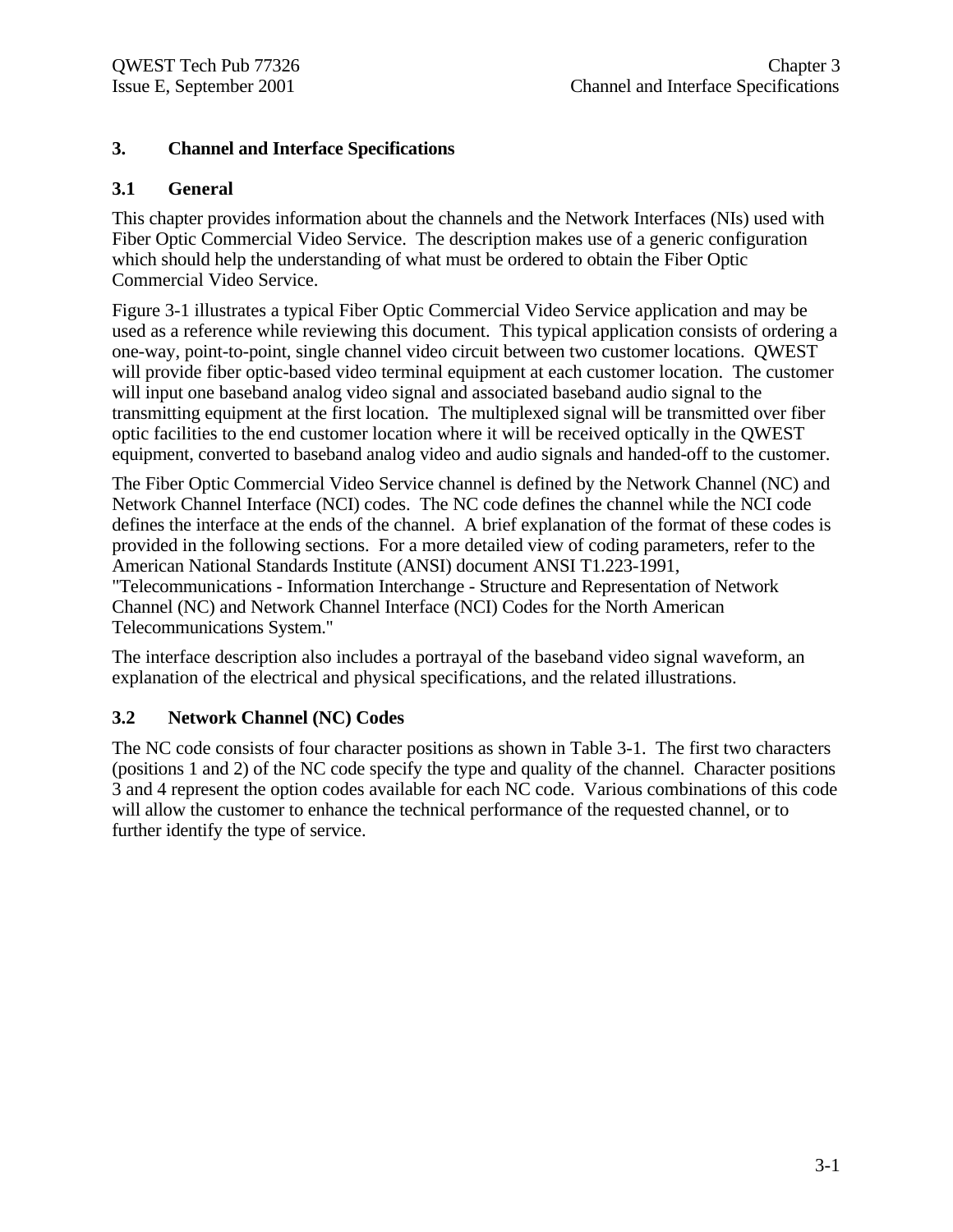# 3. Channel and Interface Specifications

## 3.1 General

This chapter provides information about the channels and the Network Interfaces (NIs) used with Fiber Optic Commercial Video Service. The description makes use of a generic configuration which should help the understanding of what must be ordered to obtain the Fiber Optic Commercial Video Service.

Figure 3-1 illustrates a typical Fiber Optic Commercial Video Service application and may be used as a reference while reviewing this document. This typical application consists of ordering a one-way, point-to-point, single channel video circuit between two customer locations. QWEST will provide fiber optic-based video terminal equipment at each customer location. The customer will input one baseband analog video signal and associated baseband audio signal to the transmitting equipment at the first location. The multiplexed signal will be transmitted over fiber optic facilities to the end customer location where it will be received optically in the QWEST equipment, converted to baseband analog video and audio signals and handed-off to the customer.

The Fiber Optic Commercial Video Service channel is defined by the Network Channel (NC) and Network Channel Interface (NCI) codes. The NC code defines the channel while the NCI code defines the interface at the ends of the channel. A brief explanation of the format of these codes is provided in the following sections. For a more detailed view of coding parameters, refer to the American National Standards Institute (ANSI) document ANSI T1.223-1991, "Telecommunications - Information Interchange - Structure and Representation of Network Channel (NC) and Network Channel Interface (NCI) Codes for the North American Telecommunications System."

The interface description also includes a portrayal of the baseband video signal waveform, an explanation of the electrical and physical specifications, and the related illustrations.

## 3.2 Network Channel (NC) Codes

The NC code consists of four character positions as shown in Table 3-1. The first two characters (positions 1 and 2) of the NC code specify the type and quality of the channel. Character positions 3 and 4 represent the option codes available for each NC code. Various combinations of this code will allow the customer to enhance the technical performance of the requested channel, or to further identify the type of service.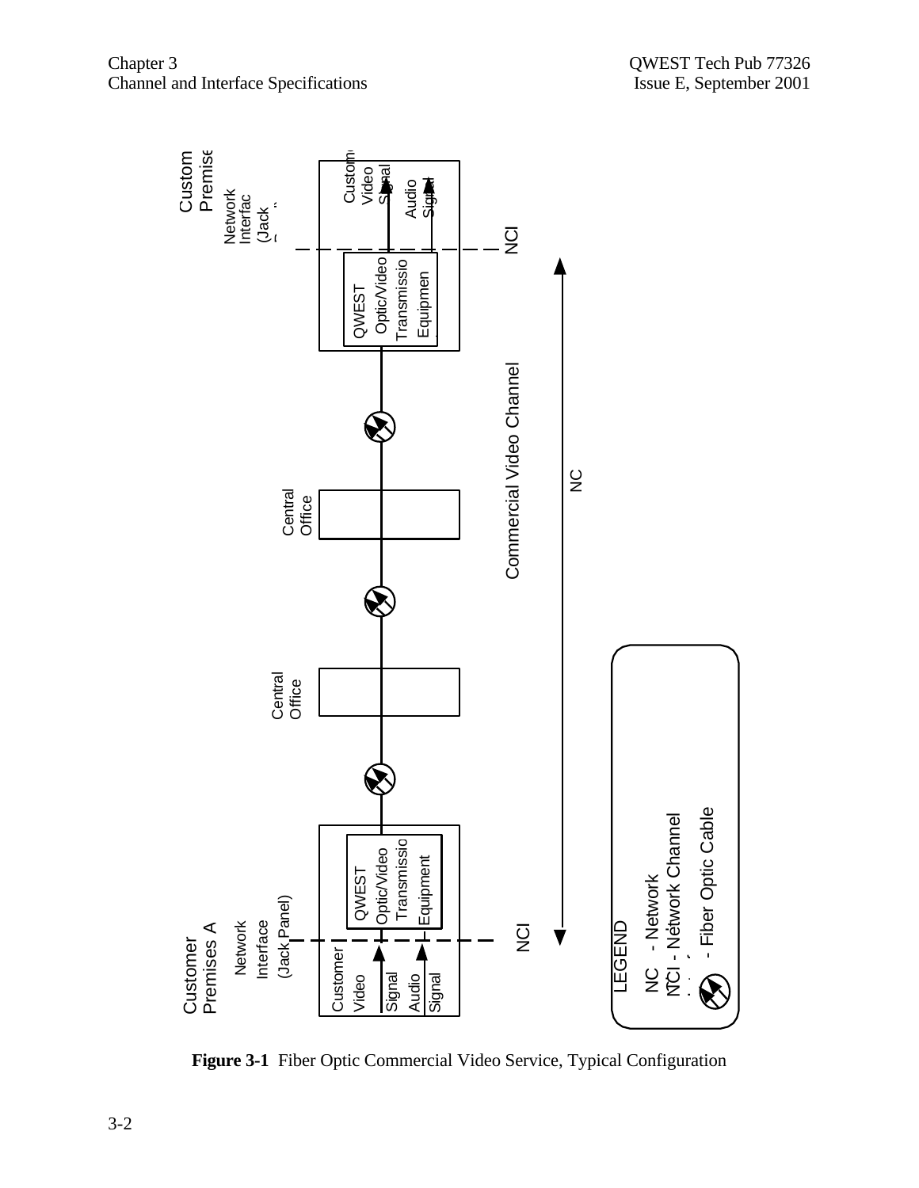Customer Premises A

Network Interface (Jack Panel)

Customer Video Signal

Audio Signal

QWEST Optic/Video Transmission Equipment

NCI

Central Office

Central Office

Commercial Video Channel

NC

NCI

QWEST Optic/Video Transmission Equipment

Customer Video Signal

Audio Signal

Network Interface (Jack Panel)

Customer Premises

LEGEND

NC - Network

NCI - Network Channel

- Fiber Optic Cable

**Figure 3-1** Fiber Optic Commercial Video Service, Typical Configuration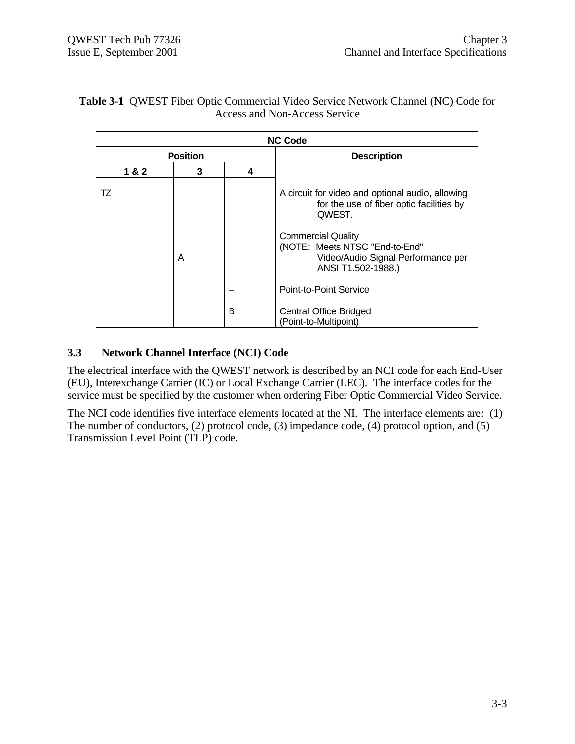**Table 3-1** QWEST Fiber Optic Commercial Video Service Network Channel (NC) Code for Access and Non-Access Service

| NC Code | | | |
|---|---|---|---|
| Position | | | Description |
| 1 & 2 | 3 | 4 | |
| TZ | | | A circuit for video and optional audio, allowing for the use of fiber optic facilities by QWEST. |
| | A | | Commercial Quality (NOTE: Meets NTSC "End-to-End" Video/Audio Signal Performance per ANSI T1.502-1988.) |
| | | – | Point-to-Point Service |
| | | B | Central Office Bridged (Point-to-Multipoint) |

### 3.3 Network Channel Interface (NCI) Code

The electrical interface with the QWEST network is described by an NCI code for each End-User (EU), Interexchange Carrier (IC) or Local Exchange Carrier (LEC). The interface codes for the service must be specified by the customer when ordering Fiber Optic Commercial Video Service.

The NCI code identifies five interface elements located at the NI. The interface elements are: (1) The number of conductors, (2) protocol code, (3) impedance code, (4) protocol option, and (5) Transmission Level Point (TLP) code.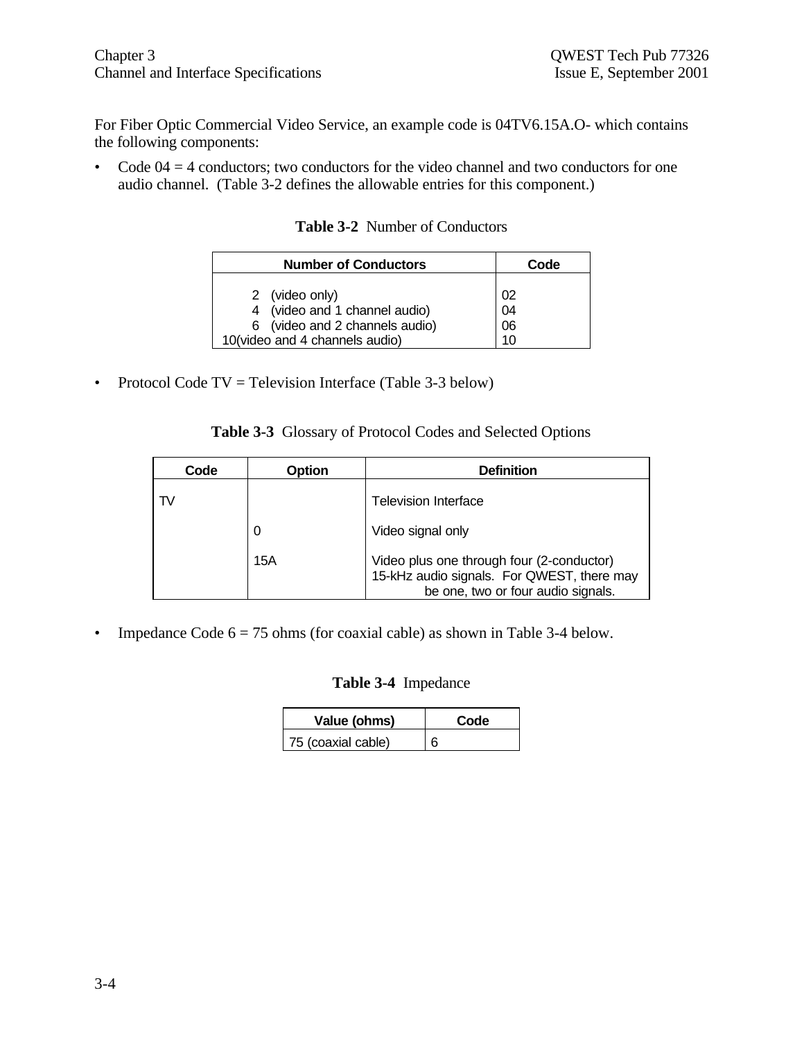For Fiber Optic Commercial Video Service, an example code is 04TV6.15A.O- which contains the following components:

- Code 04 = 4 conductors; two conductors for the video channel and two conductors for one audio channel. (Table 3-2 defines the allowable entries for this component.)

**Table 3-2** Number of Conductors

| Number of Conductors | Code |
|---|---|
| 2 (video only) | 02 |
| 4 (video and 1 channel audio) | 04 |
| 6 (video and 2 channels audio) | 06 |
| 10(video and 4 channels audio) | 10 |

- Protocol Code TV = Television Interface (Table 3-3 below)

**Table 3-3** Glossary of Protocol Codes and Selected Options

| Code | Option | Definition |
|---|---|---|
| TV | | Television Interface |
| | 0 | Video signal only |
| | 15A | Video plus one through four (2-conductor) 15-kHz audio signals. For QWEST, there may be one, two or four audio signals. |

- Impedance Code 6 = 75 ohms (for coaxial cable) as shown in Table 3-4 below.

**Table 3-4** Impedance

| Value (ohms) | Code |
|---|---|
| 75 (coaxial cable) | 6 |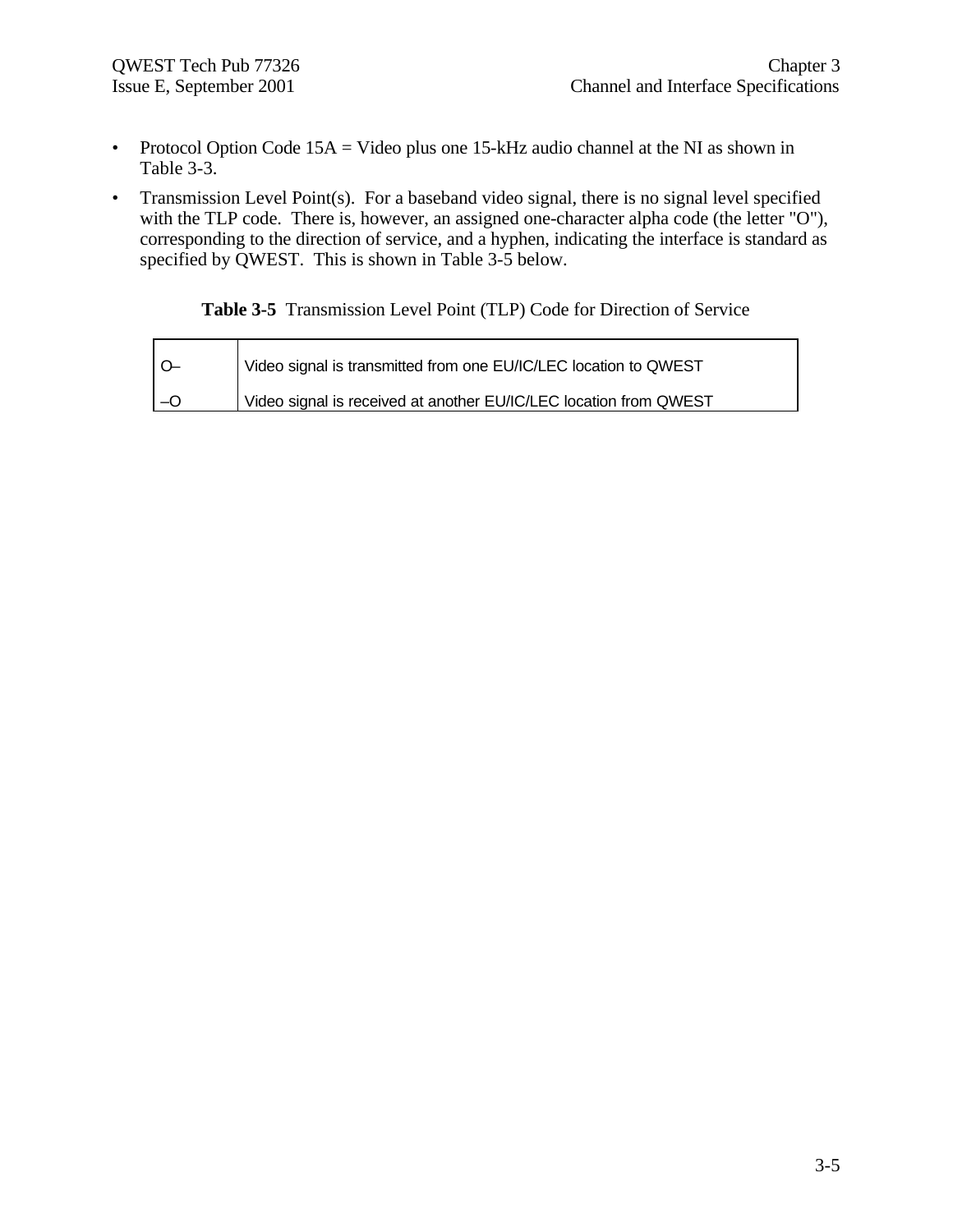- Protocol Option Code 15A = Video plus one 15-kHz audio channel at the NI as shown in Table 3-3.
- Transmission Level Point(s). For a baseband video signal, there is no signal level specified with the TLP code. There is, however, an assigned one-character alpha code (the letter "O"), corresponding to the direction of service, and a hyphen, indicating the interface is standard as specified by QWEST. This is shown in Table 3-5 below.

**Table 3-5** Transmission Level Point (TLP) Code for Direction of Service

| | |
|---|---|
| O– | Video signal is transmitted from one EU/IC/LEC location to QWEST |
| –O | Video signal is received at another EU/IC/LEC location from QWEST |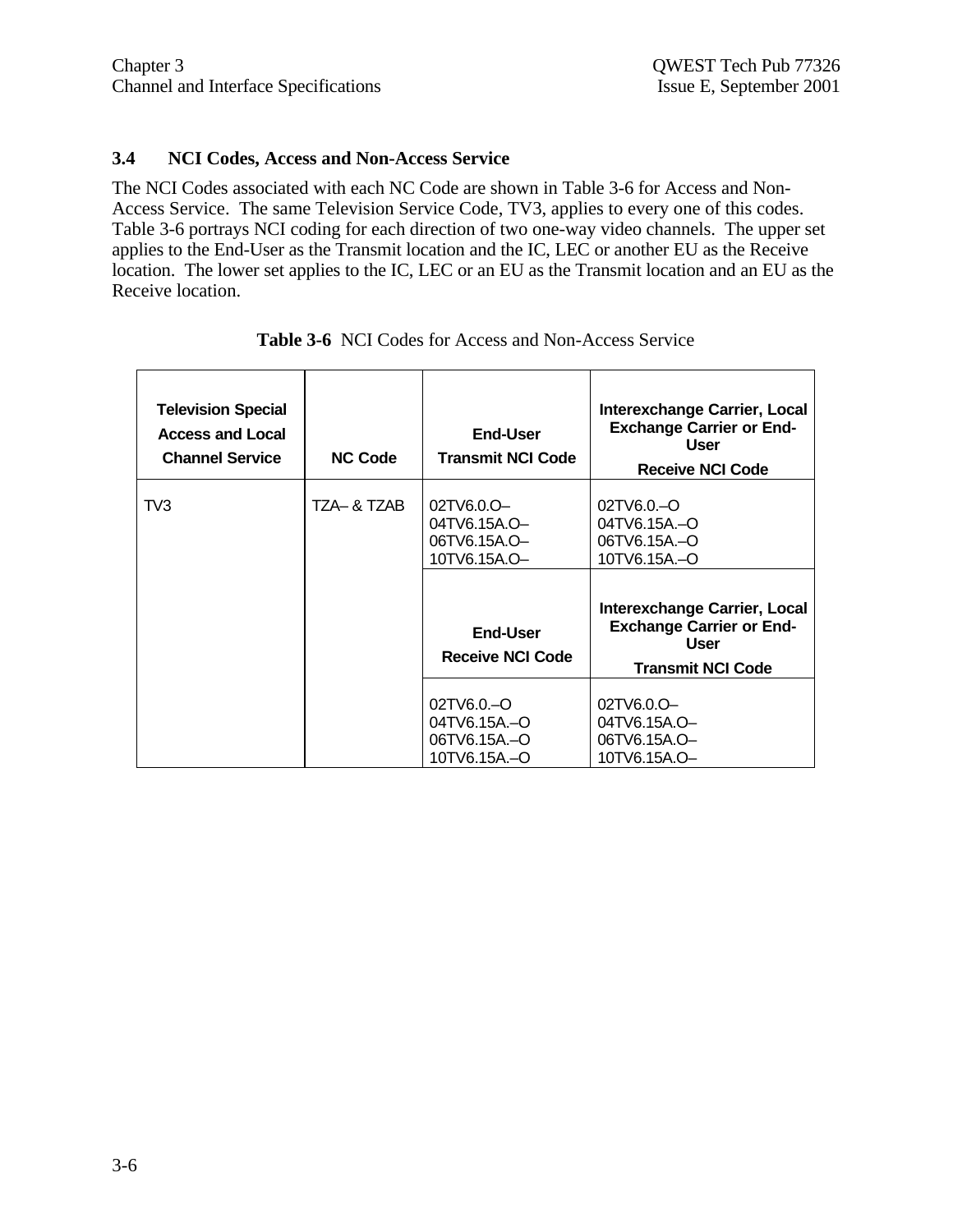## 3.4 NCI Codes, Access and Non-Access Service

The NCI Codes associated with each NC Code are shown in Table 3-6 for Access and Non-Access Service. The same Television Service Code, TV3, applies to every one of this codes. Table 3-6 portrays NCI coding for each direction of two one-way video channels. The upper set applies to the End-User as the Transmit location and the IC, LEC or another EU as the Receive location. The lower set applies to the IC, LEC or an EU as the Transmit location and an EU as the Receive location.

**Table 3-6** NCI Codes for Access and Non-Access Service

| Television Special Access and Local Channel Service | NC Code | End-User Transmit NCI Code | Interexchange Carrier, Local Exchange Carrier or End-User Receive NCI Code |
|---|---|---|---|
| TV3 | TZA– & TZAB | 02TV6.0.O–<br>04TV6.15A.O–<br>06TV6.15A.O–<br>10TV6.15A.O– | 02TV6.0.–O<br>04TV6.15A.–O<br>06TV6.15A.–O<br>10TV6.15A.–O |
| | | **End-User Receive NCI Code** | **Interexchange Carrier, Local Exchange Carrier or End-User Transmit NCI Code** |
| | | 02TV6.0.–O<br>04TV6.15A.–O<br>06TV6.15A.–O<br>10TV6.15A.–O | 02TV6.0.O–<br>04TV6.15A.O–<br>06TV6.15A.O–<br>10TV6.15A.O– |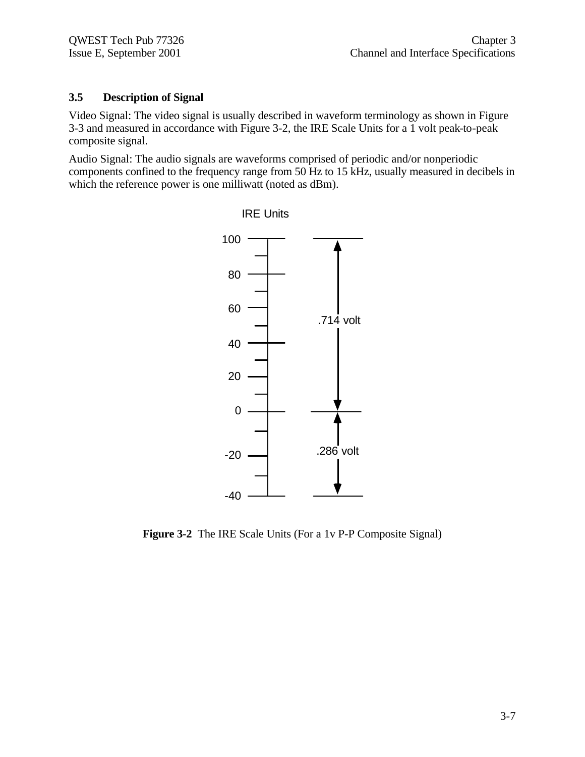### 3.5 Description of Signal

Video Signal: The video signal is usually described in waveform terminology as shown in Figure 3-3 and measured in accordance with Figure 3-2, the IRE Scale Units for a 1 volt peak-to-peak composite signal.

Audio Signal: The audio signals are waveforms comprised of periodic and/or nonperiodic components confined to the frequency range from 50 Hz to 15 kHz, usually measured in decibels in which the reference power is one milliwatt (noted as dBm).

IRE Units

100

80

60

40

20

0

-20

-40

.714 volt

.286 volt

**Figure 3-2** The IRE Scale Units (For a 1v P-P Composite Signal)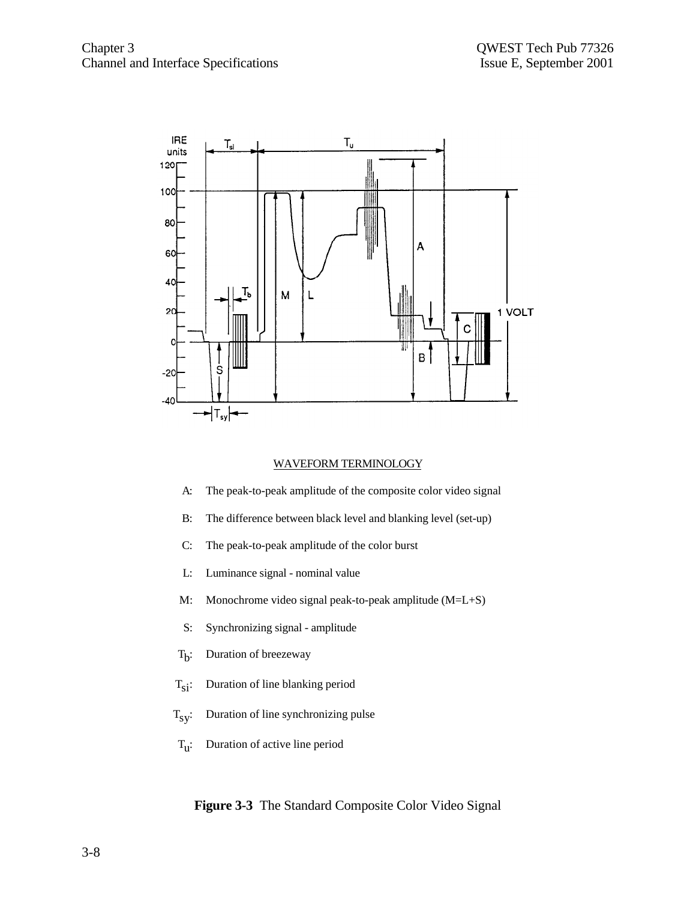WAVEFORM TERMINOLOGY

A: The peak-to-peak amplitude of the composite color video signal

B: The difference between black level and blanking level (set-up)

C: The peak-to-peak amplitude of the color burst

L: Luminance signal - nominal value

M: Monochrome video signal peak-to-peak amplitude (M=L+S)

S: Synchronizing signal - amplitude

$T_b$: Duration of breezeway

$T_{si}$: Duration of line blanking period

$T_{sy}$: Duration of line synchronizing pulse

$T_u$: Duration of active line period

**Figure 3-3** The Standard Composite Color Video Signal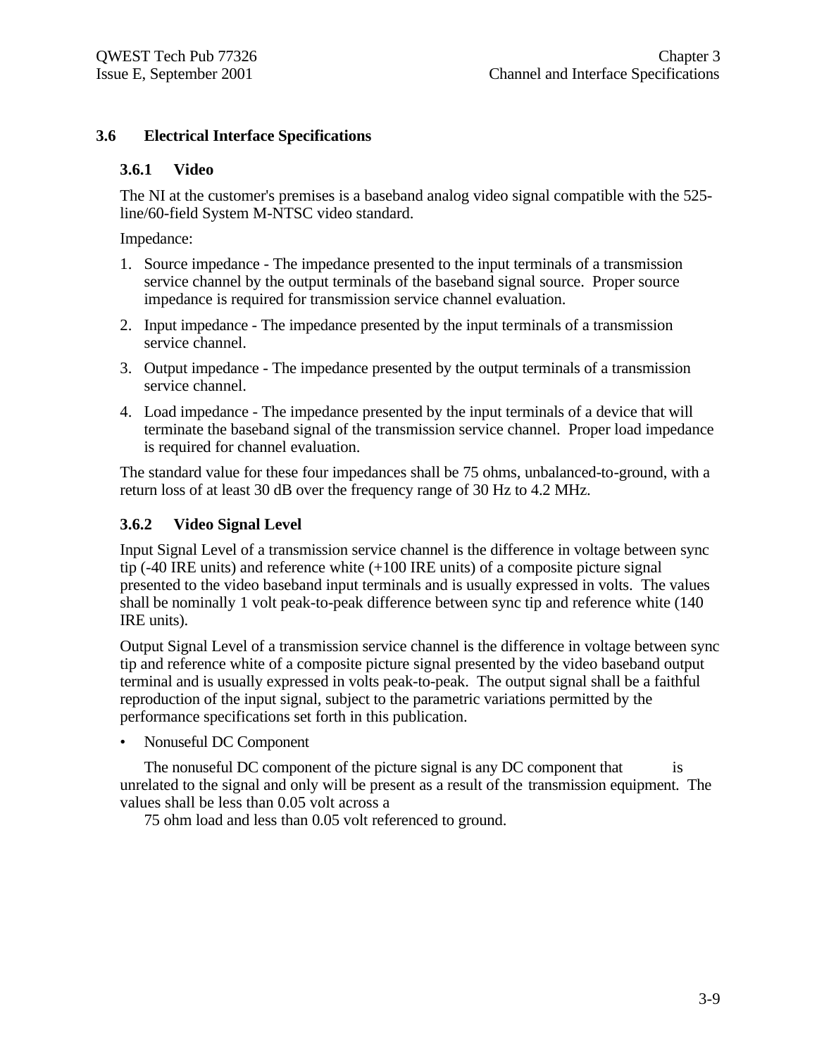## 3.6 Electrical Interface Specifications

### 3.6.1 Video

The NI at the customer's premises is a baseband analog video signal compatible with the 525-line/60-field System M-NTSC video standard.

Impedance:

1. Source impedance - The impedance presented to the input terminals of a transmission service channel by the output terminals of the baseband signal source. Proper source impedance is required for transmission service channel evaluation.
2. Input impedance - The impedance presented by the input terminals of a transmission service channel.
3. Output impedance - The impedance presented by the output terminals of a transmission service channel.
4. Load impedance - The impedance presented by the input terminals of a device that will terminate the baseband signal of the transmission service channel. Proper load impedance is required for channel evaluation.

The standard value for these four impedances shall be 75 ohms, unbalanced-to-ground, with a return loss of at least 30 dB over the frequency range of 30 Hz to 4.2 MHz.

### 3.6.2 Video Signal Level

Input Signal Level of a transmission service channel is the difference in voltage between sync tip (-40 IRE units) and reference white (+100 IRE units) of a composite picture signal presented to the video baseband input terminals and is usually expressed in volts. The values shall be nominally 1 volt peak-to-peak difference between sync tip and reference white (140 IRE units).

Output Signal Level of a transmission service channel is the difference in voltage between sync tip and reference white of a composite picture signal presented by the video baseband output terminal and is usually expressed in volts peak-to-peak. The output signal shall be a faithful reproduction of the input signal, subject to the parametric variations permitted by the performance specifications set forth in this publication.

- Nonuseful DC Component

The nonuseful DC component of the picture signal is any DC component that is unrelated to the signal and only will be present as a result of the transmission equipment. The values shall be less than 0.05 volt across a 75 ohm load and less than 0.05 volt referenced to ground.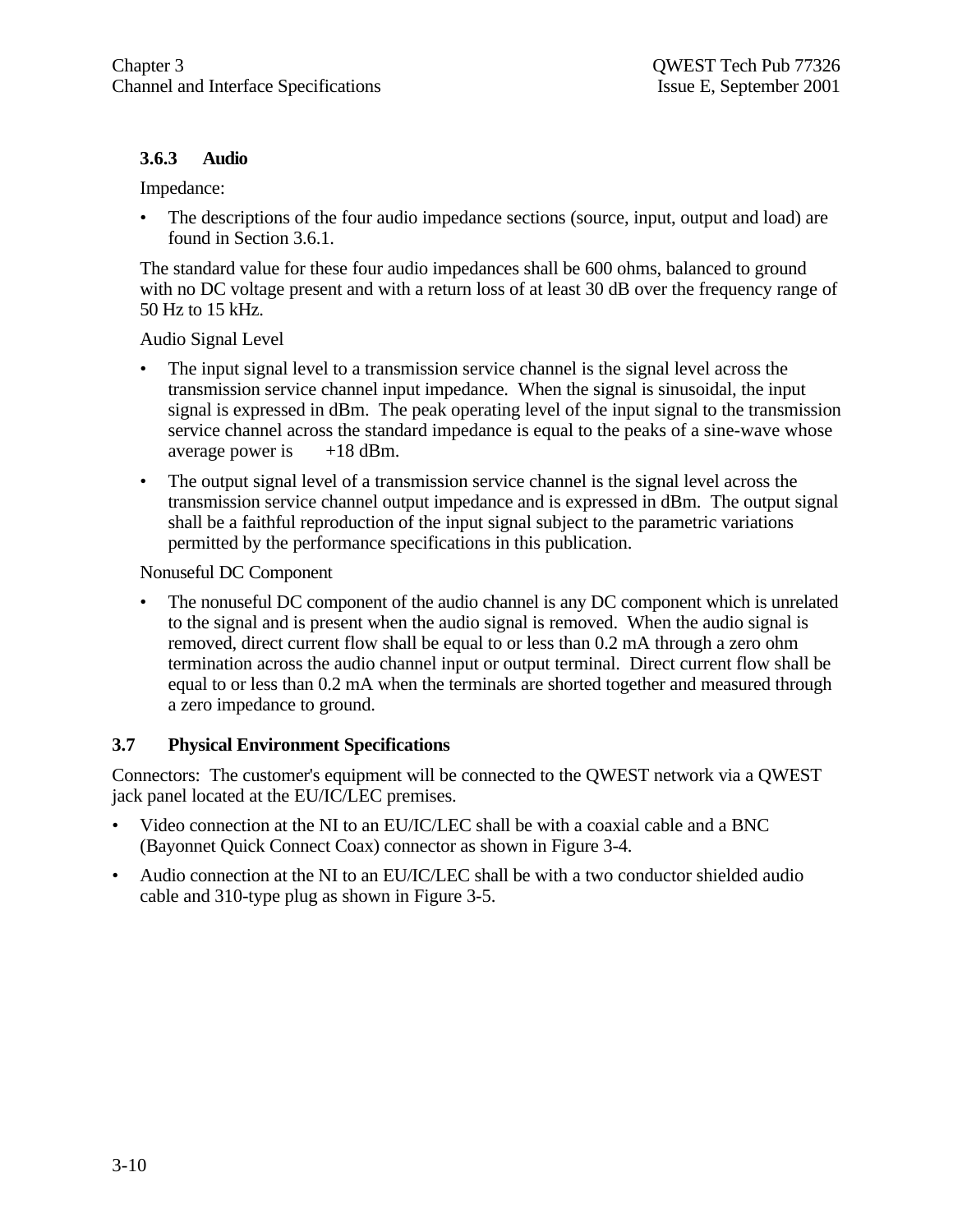### 3.6.3 Audio

Impedance:

- The descriptions of the four audio impedance sections (source, input, output and load) are found in Section 3.6.1.

The standard value for these four audio impedances shall be 600 ohms, balanced to ground with no DC voltage present and with a return loss of at least 30 dB over the frequency range of 50 Hz to 15 kHz.

Audio Signal Level

- The input signal level to a transmission service channel is the signal level across the transmission service channel input impedance. When the signal is sinusoidal, the input signal is expressed in dBm. The peak operating level of the input signal to the transmission service channel across the standard impedance is equal to the peaks of a sine-wave whose average power is +18 dBm.
- The output signal level of a transmission service channel is the signal level across the transmission service channel output impedance and is expressed in dBm. The output signal shall be a faithful reproduction of the input signal subject to the parametric variations permitted by the performance specifications in this publication.

Nonuseful DC Component

- The nonuseful DC component of the audio channel is any DC component which is unrelated to the signal and is present when the audio signal is removed. When the audio signal is removed, direct current flow shall be equal to or less than 0.2 mA through a zero ohm termination across the audio channel input or output terminal. Direct current flow shall be equal to or less than 0.2 mA when the terminals are shorted together and measured through a zero impedance to ground.

## 3.7 Physical Environment Specifications

Connectors: The customer's equipment will be connected to the QWEST network via a QWEST jack panel located at the EU/IC/LEC premises.

- Video connection at the NI to an EU/IC/LEC shall be with a coaxial cable and a BNC (Bayonnet Quick Connect Coax) connector as shown in Figure 3-4.
- Audio connection at the NI to an EU/IC/LEC shall be with a two conductor shielded audio cable and 310-type plug as shown in Figure 3-5.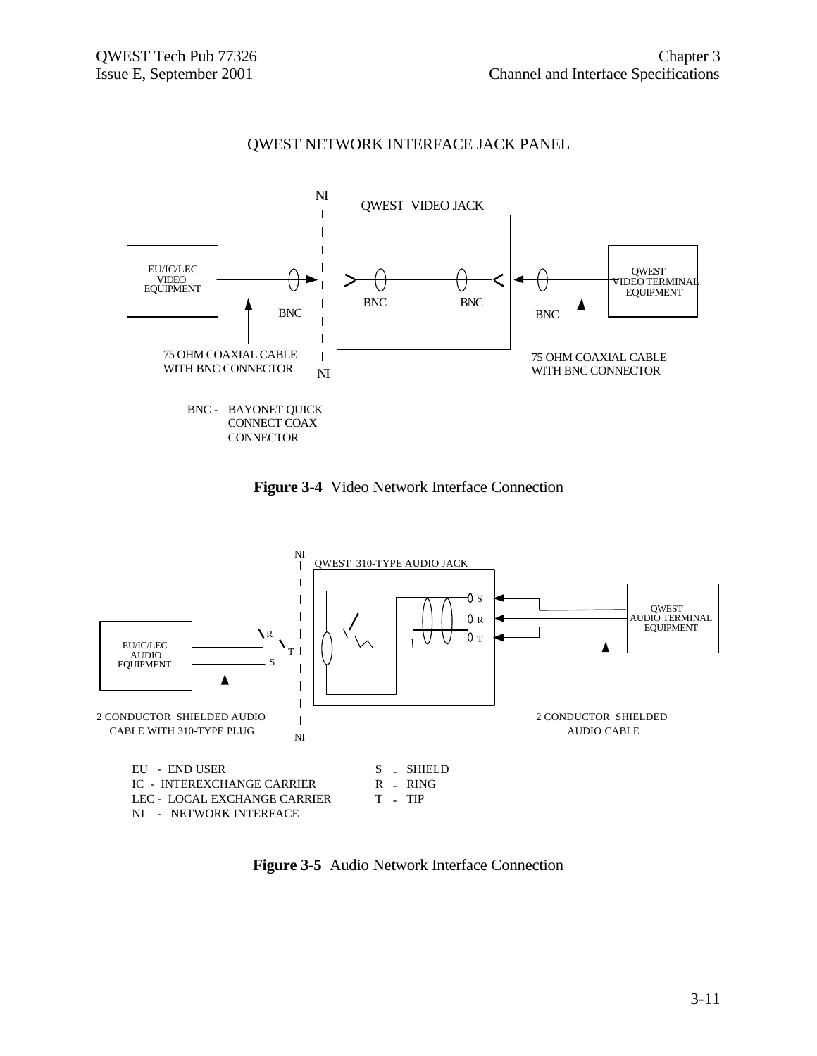QWEST NETWORK INTERFACE JACK PANEL

NI

QWEST VIDEO JACK

EU/IC/LEC VIDEO EQUIPMENT

BNC

BNC BNC

BNC

QWEST VIDEO TERMINAL EQUIPMENT

75 OHM COAXIAL CABLE WITH BNC CONNECTOR

NI

75 OHM COAXIAL CABLE WITH BNC CONNECTOR

BNC - BAYONET QUICK CONNECT COAX CONNECTOR

**Figure 3-4** Video Network Interface Connection

NI

QWEST 310-TYPE AUDIO JACK

S

R

T

EU/IC/LEC AUDIO EQUIPMENT

R

T

S

QWEST AUDIO TERMINAL EQUIPMENT

2 CONDUCTOR SHIELDED AUDIO CABLE WITH 310-TYPE PLUG

NI

2 CONDUCTOR SHIELDED AUDIO CABLE

EU - END USER
IC - INTEREXCHANGE CARRIER
LEC - LOCAL EXCHANGE CARRIER
NI - NETWORK INTERFACE

S - SHIELD
R - RING
T - TIP

**Figure 3-5** Audio Network Interface Connection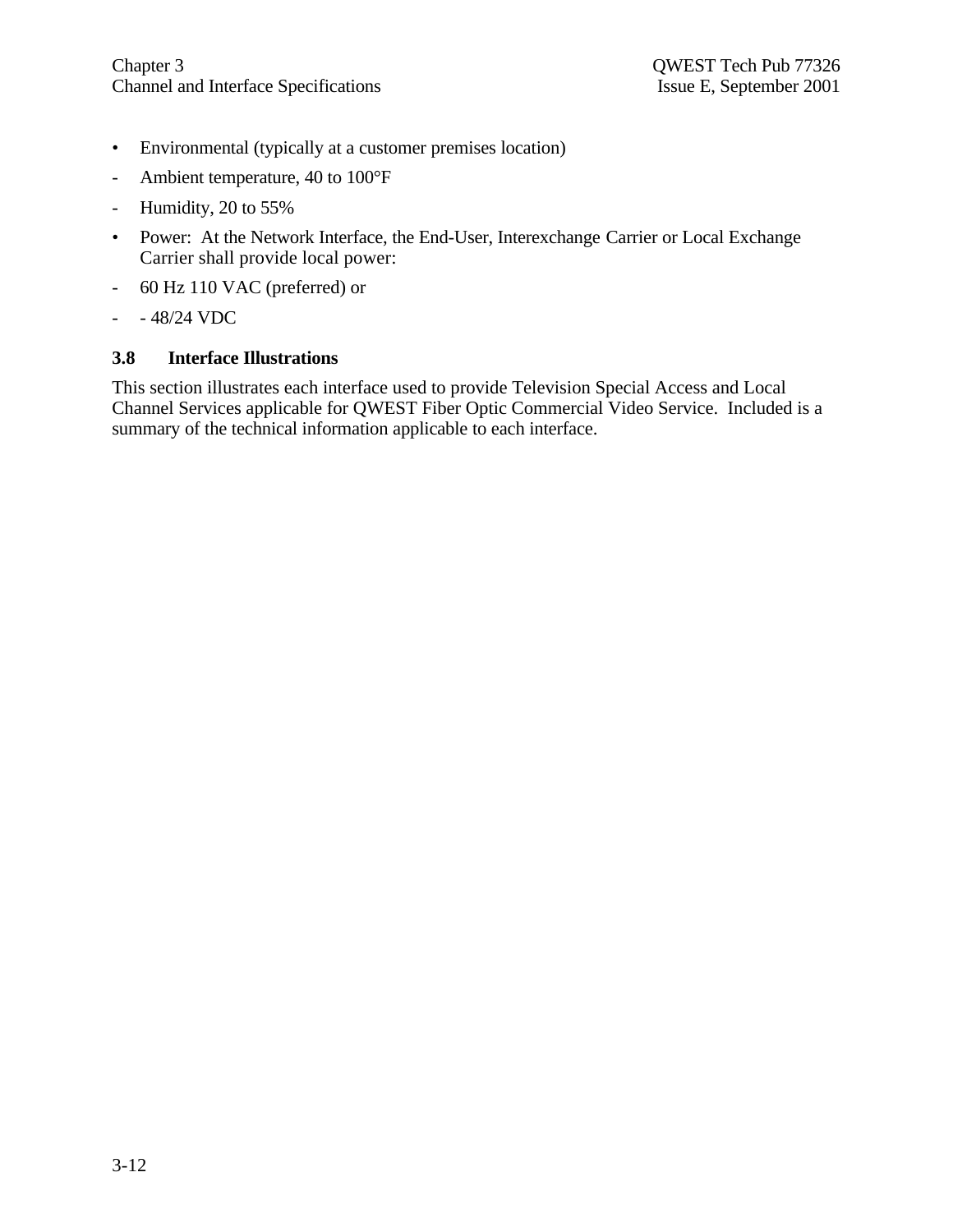- Environmental (typically at a customer premises location)
  - Ambient temperature, 40 to 100°F
  - Humidity, 20 to 55%
- Power: At the Network Interface, the End-User, Interexchange Carrier or Local Exchange Carrier shall provide local power:
  - 60 Hz 110 VAC (preferred) or
  - - 48/24 VDC

### 3.8 Interface Illustrations

This section illustrates each interface used to provide Television Special Access and Local Channel Services applicable for QWEST Fiber Optic Commercial Video Service. Included is a summary of the technical information applicable to each interface.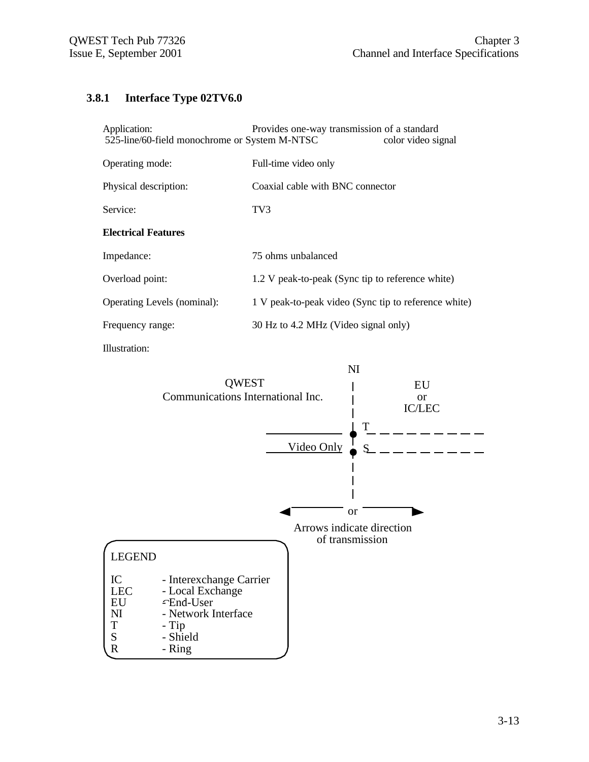### 3.8.1 Interface Type 02TV6.0

| | |
|---|---|
| Application: | Provides one-way transmission of a standard 525-line/60-field monochrome or System M-NTSC color video signal |
| Operating mode: | Full-time video only |
| Physical description: | Coaxial cable with BNC connector |
| Service: | TV3 |

**Electrical Features**

| | |
|---|---|
| Impedance: | 75 ohms unbalanced |
| Overload point: | 1.2 V peak-to-peak (Sync tip to reference white) |
| Operating Levels (nominal): | 1 V peak-to-peak video (Sync tip to reference white) |
| Frequency range: | 30 Hz to 4.2 MHz (Video signal only) |

Illustration:

NI

QWEST
Communications International Inc.

EU
or
IC/LEC

T

Video Only

S

or

Arrows indicate direction of transmission

LEGEND

| | |
|---|---|
| IC | - Interexchange Carrier |
| LEC | - Local Exchange |
| EU | - End-User |
| NI | - Network Interface |
| T | - Tip |
| S | - Shield |
| R | - Ring |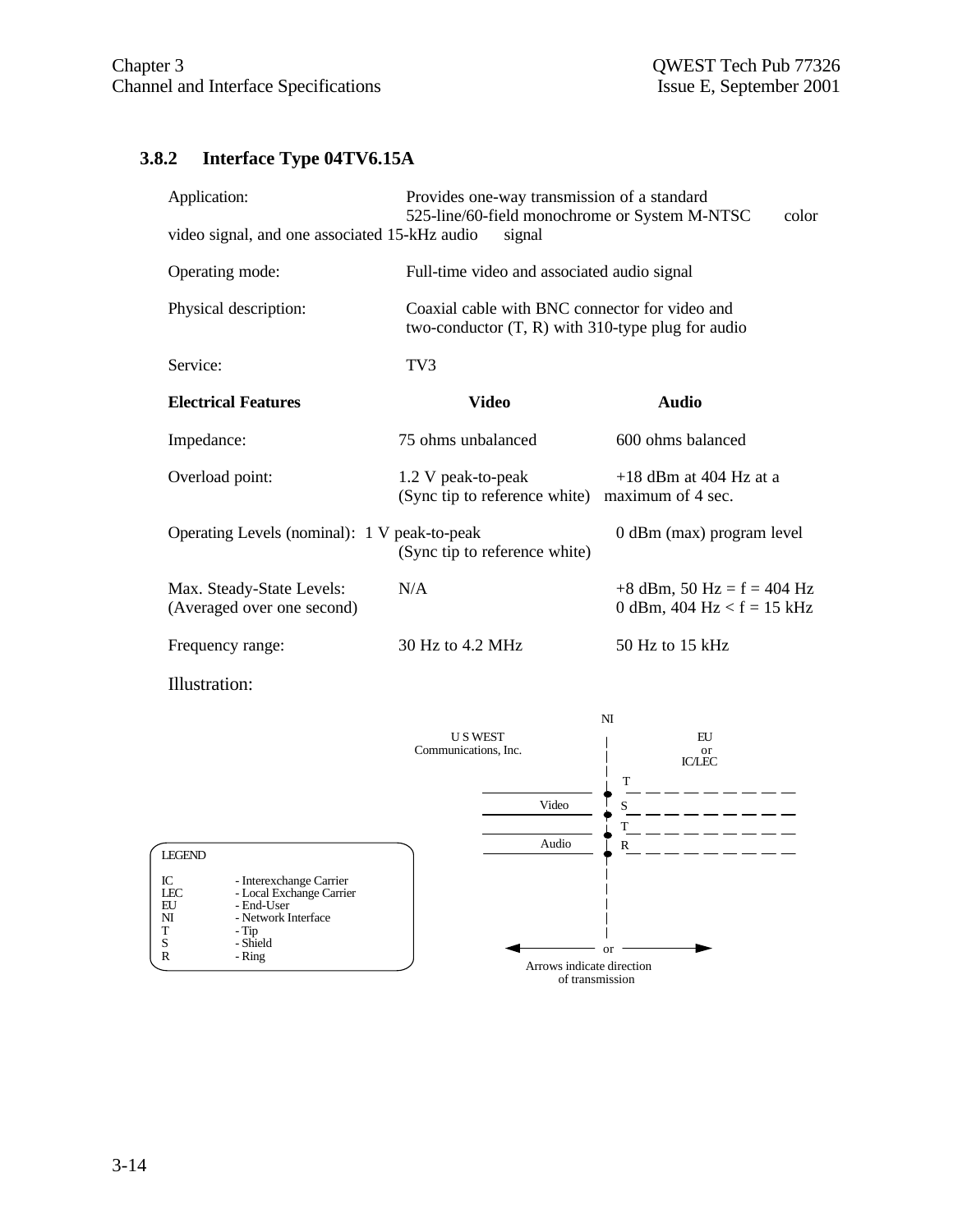### 3.8.2 Interface Type 04TV6.15A

Application: Provides one-way transmission of a standard 525-line/60-field monochrome or System M-NTSC color video signal, and one associated 15-kHz audio signal

Operating mode: Full-time video and associated audio signal

Physical description: Coaxial cable with BNC connector for video and two-conductor (T, R) with 310-type plug for audio

Service: TV3

| Electrical Features | Video | Audio |
|---|---|---|
| Impedance: | 75 ohms unbalanced | 600 ohms balanced |
| Overload point: | 1.2 V peak-to-peak (Sync tip to reference white) | +18 dBm at 404 Hz at a maximum of 4 sec. |
| Operating Levels (nominal): | 1 V peak-to-peak (Sync tip to reference white) | 0 dBm (max) program level |
| Max. Steady-State Levels: (Averaged over one second) | N/A | +8 dBm, 50 Hz = f = 404 Hz<br>0 dBm, 404 Hz < f = 15 kHz |
| Frequency range: | 30 Hz to 4.2 MHz | 50 Hz to 15 kHz |

Illustration:

NI

U S WEST Communications, Inc. | EU or IC/LEC

Video — T, S

Audio — T, R

or

Arrows indicate direction of transmission

LEGEND

- IC - Interexchange Carrier
- LEC - Local Exchange Carrier
- EU - End-User
- NI - Network Interface
- T - Tip
- S - Shield
- R - Ring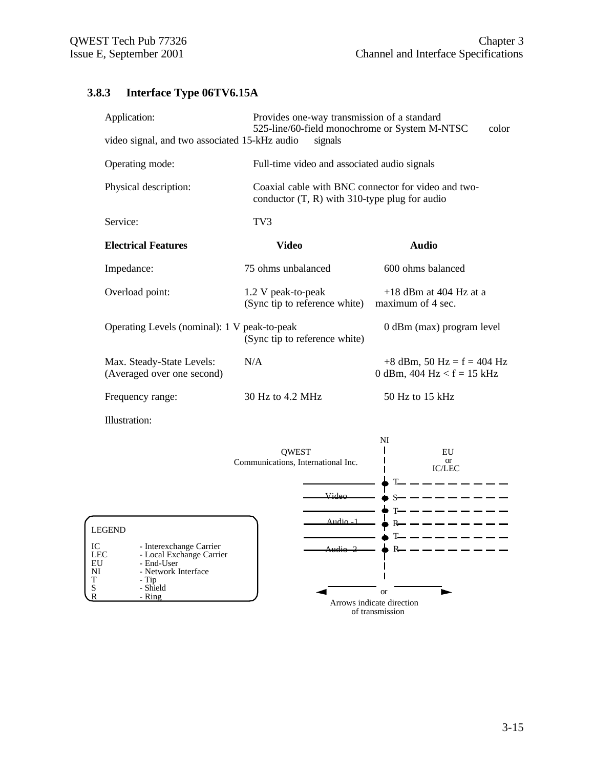### 3.8.3 Interface Type 06TV6.15A

Application: Provides one-way transmission of a standard 525-line/60-field monochrome or System M-NTSC color video signal, and two associated 15-kHz audio signals

Operating mode: Full-time video and associated audio signals

Physical description: Coaxial cable with BNC connector for video and two-conductor (T, R) with 310-type plug for audio

Service: TV3

| **Electrical Features** | **Video** | **Audio** |
|---|---|---|
| Impedance: | 75 ohms unbalanced | 600 ohms balanced |
| Overload point: | 1.2 V peak-to-peak (Sync tip to reference white) | +18 dBm at 404 Hz at a maximum of 4 sec. |
| Operating Levels (nominal): | 1 V peak-to-peak (Sync tip to reference white) | 0 dBm (max) program level |
| Max. Steady-State Levels: (Averaged over one second) | N/A | +8 dBm, 50 Hz = f = 404 Hz<br>0 dBm, 404 Hz < f = 15 kHz |
| Frequency range: | 30 Hz to 4.2 MHz | 50 Hz to 15 kHz |

Illustration:

NI

QWEST Communications, International Inc. | EU or IC/LEC

Video: T, S
Audio -1: T, R
Audio -2: T, R

or
Arrows indicate direction of transmission

LEGEND

IC - Interexchange Carrier
LEC - Local Exchange Carrier
EU - End-User
NI - Network Interface
T - Tip
S - Shield
R - Ring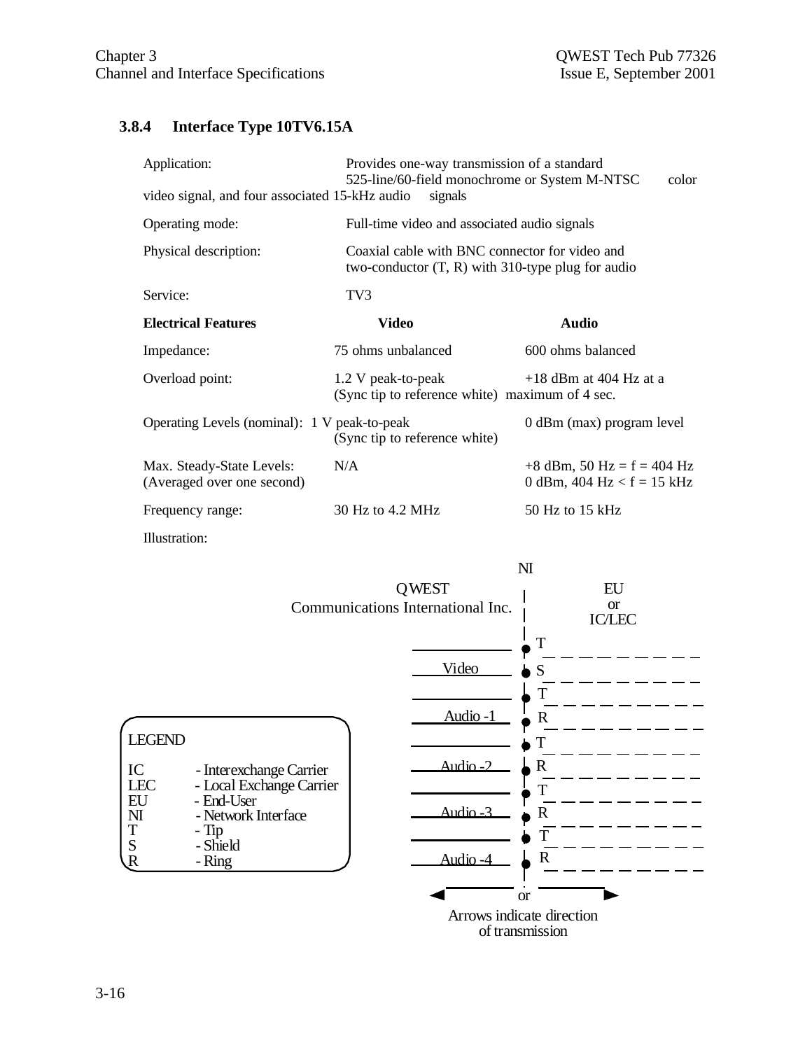### 3.8.4 Interface Type 10TV6.15A

Application: Provides one-way transmission of a standard 525-line/60-field monochrome or System M-NTSC color video signal, and four associated 15-kHz audio signals

Operating mode: Full-time video and associated audio signals

Physical description: Coaxial cable with BNC connector for video and two-conductor (T, R) with 310-type plug for audio

Service: TV3

| Electrical Features | Video | Audio |
|---|---|---|
| Impedance: | 75 ohms unbalanced | 600 ohms balanced |
| Overload point: | 1.2 V peak-to-peak (Sync tip to reference white) | +18 dBm at 404 Hz at a maximum of 4 sec. |
| Operating Levels (nominal): | 1 V peak-to-peak (Sync tip to reference white) | 0 dBm (max) program level |
| Max. Steady-State Levels: (Averaged over one second) | N/A | +8 dBm, 50 Hz = f = 404 Hz<br>0 dBm, 404 Hz < f = 15 kHz |
| Frequency range: | 30 Hz to 4.2 MHz | 50 Hz to 15 kHz |

Illustration:

NI

QWEST Communications International Inc. | EU or IC/LEC

Video: T, S
Audio -1: T, R
Audio -2: T, R
Audio -3: T, R
Audio -4: T, R

or

Arrows indicate direction of transmission

LEGEND

- IC - Interexchange Carrier
- LEC - Local Exchange Carrier
- EU - End-User
- NI - Network Interface
- T - Tip
- S - Shield
- R - Ring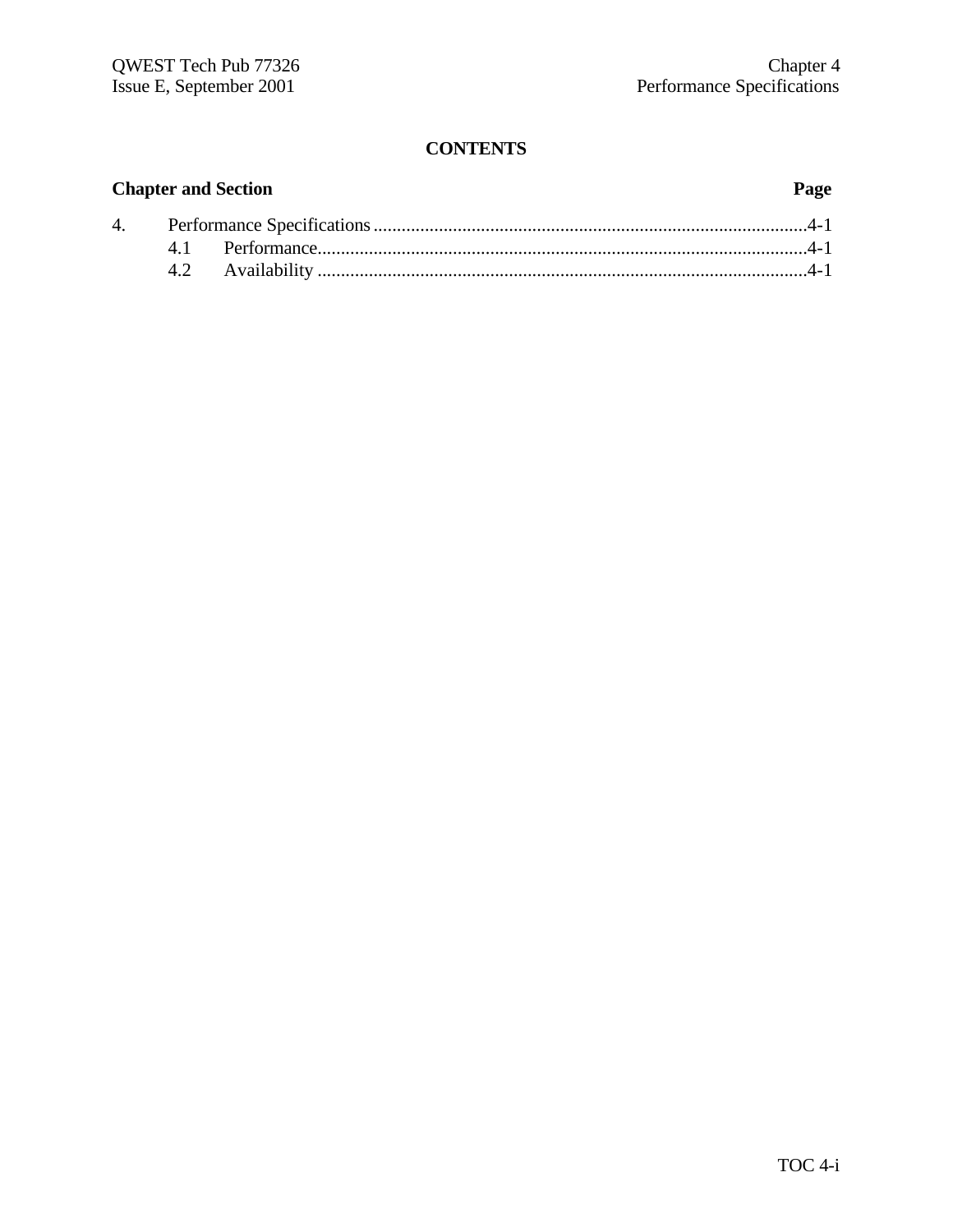**CONTENTS**

| Chapter and Section | | Page |
|---|---|---|
| 4. | Performance Specifications | 4-1 |
| | 4.1 Performance | 4-1 |
| | 4.2 Availability | 4-1 |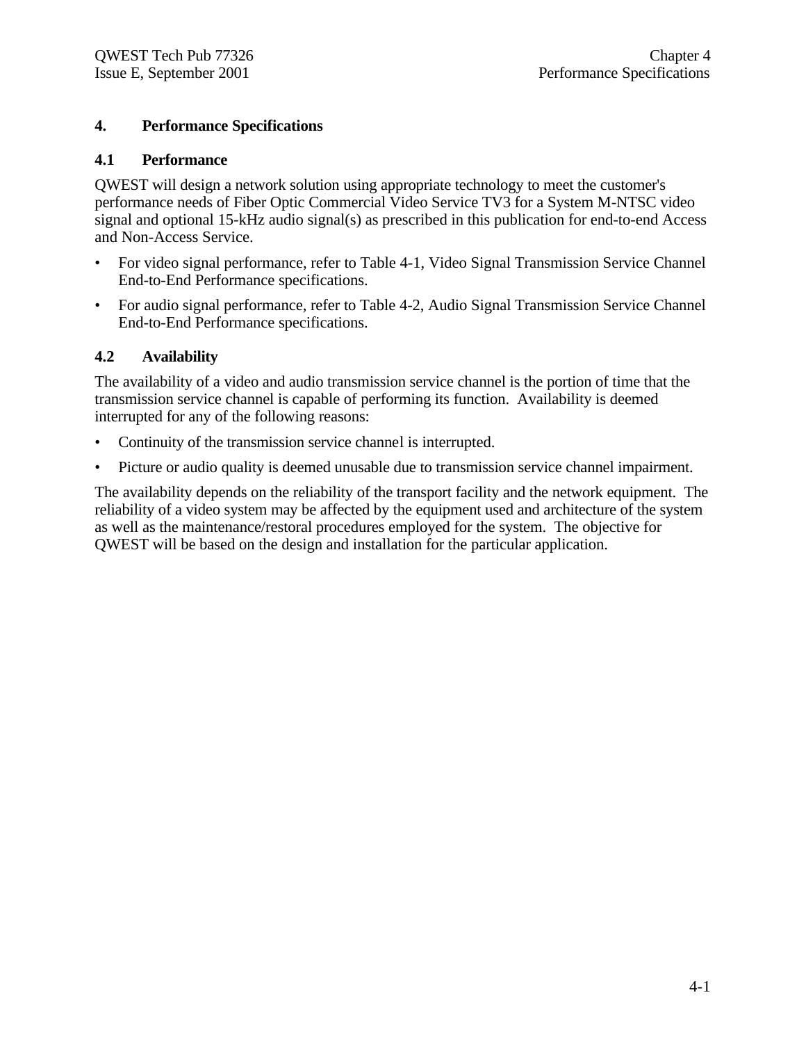# 4. Performance Specifications

## 4.1 Performance

QWEST will design a network solution using appropriate technology to meet the customer's performance needs of Fiber Optic Commercial Video Service TV3 for a System M-NTSC video signal and optional 15-kHz audio signal(s) as prescribed in this publication for end-to-end Access and Non-Access Service.

- For video signal performance, refer to Table 4-1, Video Signal Transmission Service Channel End-to-End Performance specifications.
- For audio signal performance, refer to Table 4-2, Audio Signal Transmission Service Channel End-to-End Performance specifications.

## 4.2 Availability

The availability of a video and audio transmission service channel is the portion of time that the transmission service channel is capable of performing its function. Availability is deemed interrupted for any of the following reasons:

- Continuity of the transmission service channel is interrupted.
- Picture or audio quality is deemed unusable due to transmission service channel impairment.

The availability depends on the reliability of the transport facility and the network equipment. The reliability of a video system may be affected by the equipment used and architecture of the system as well as the maintenance/restoral procedures employed for the system. The objective for QWEST will be based on the design and installation for the particular application.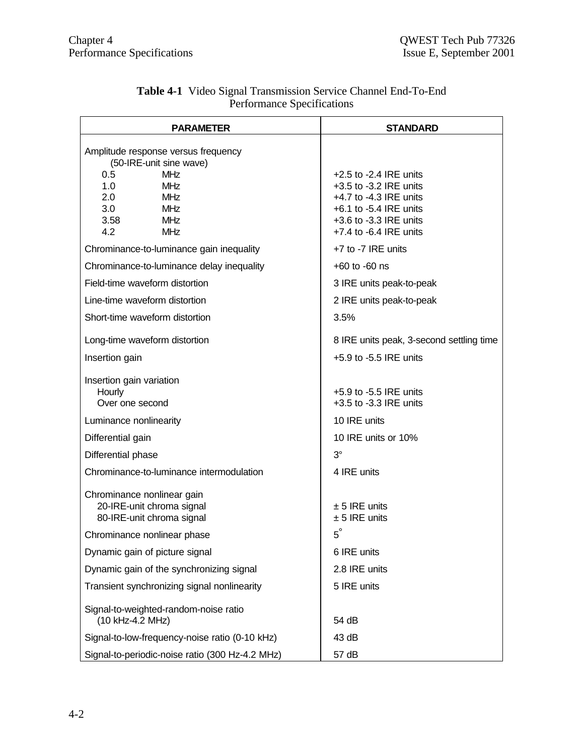**Table 4-1** Video Signal Transmission Service Channel End-To-End Performance Specifications

| PARAMETER | STANDARD |
|---|---|
| Amplitude response versus frequency (50-IRE-unit sine wave) | |
| 0.5 MHz | +2.5 to -2.4 IRE units |
| 1.0 MHz | +3.5 to -3.2 IRE units |
| 2.0 MHz | +4.7 to -4.3 IRE units |
| 3.0 MHz | +6.1 to -5.4 IRE units |
| 3.58 MHz | +3.6 to -3.3 IRE units |
| 4.2 MHz | +7.4 to -6.4 IRE units |
| Chrominance-to-luminance gain inequality | +7 to -7 IRE units |
| Chrominance-to-luminance delay inequality | +60 to -60 ns |
| Field-time waveform distortion | 3 IRE units peak-to-peak |
| Line-time waveform distortion | 2 IRE units peak-to-peak |
| Short-time waveform distortion | 3.5% |
| Long-time waveform distortion | 8 IRE units peak, 3-second settling time |
| Insertion gain | +5.9 to -5.5 IRE units |
| Insertion gain variation | |
| Hourly | +5.9 to -5.5 IRE units |
| Over one second | +3.5 to -3.3 IRE units |
| Luminance nonlinearity | 10 IRE units |
| Differential gain | 10 IRE units or 10% |
| Differential phase | 3° |
| Chrominance-to-luminance intermodulation | 4 IRE units |
| Chrominance nonlinear gain | |
| 20-IRE-unit chroma signal | ± 5 IRE units |
| 80-IRE-unit chroma signal | ± 5 IRE units |
| Chrominance nonlinear phase | 5° |
| Dynamic gain of picture signal | 6 IRE units |
| Dynamic gain of the synchronizing signal | 2.8 IRE units |
| Transient synchronizing signal nonlinearity | 5 IRE units |
| Signal-to-weighted-random-noise ratio (10 kHz-4.2 MHz) | 54 dB |
| Signal-to-low-frequency-noise ratio (0-10 kHz) | 43 dB |
| Signal-to-periodic-noise ratio (300 Hz-4.2 MHz) | 57 dB |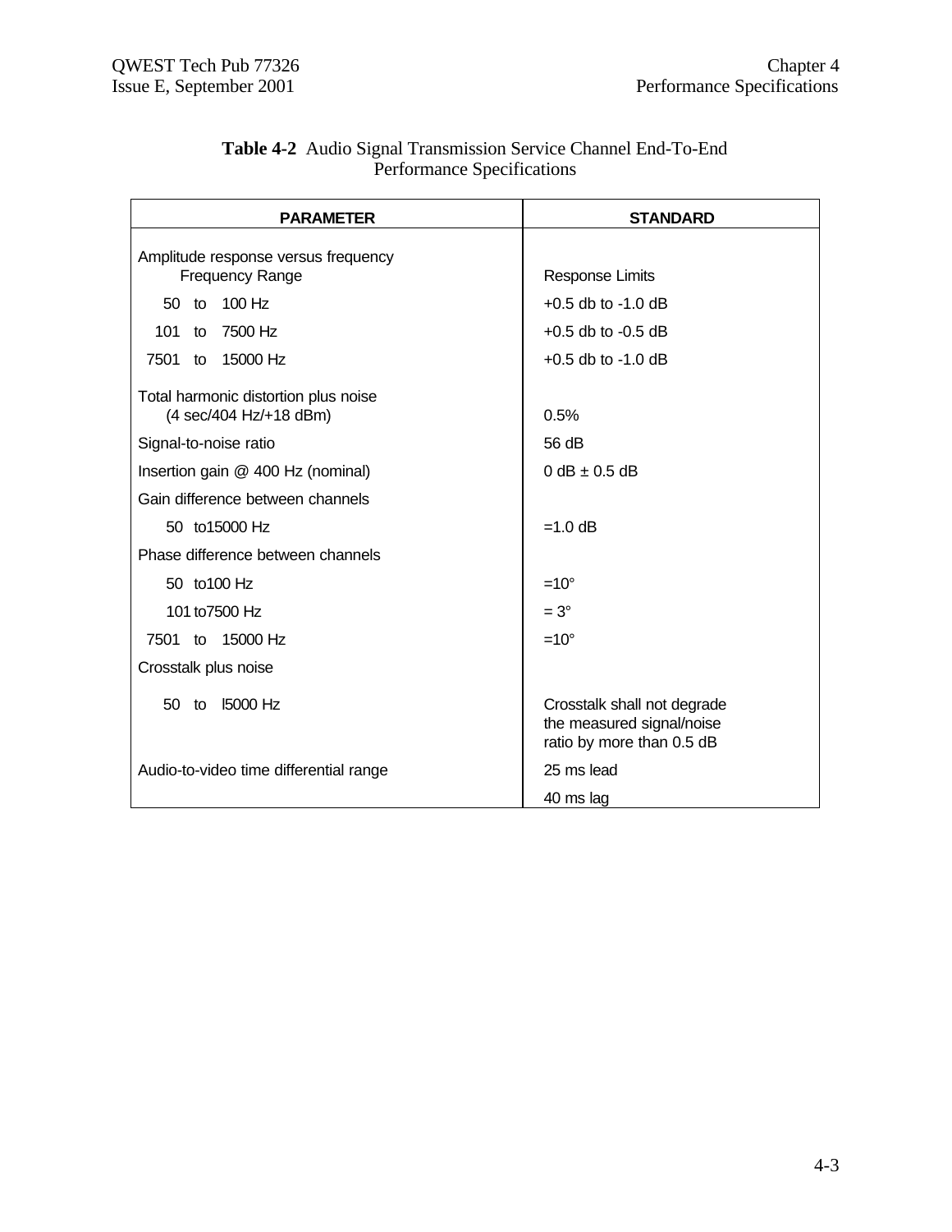**Table 4-2** Audio Signal Transmission Service Channel End-To-End Performance Specifications

| PARAMETER | STANDARD |
|---|---|
| Amplitude response versus frequency<br>Frequency Range | Response Limits |
| 50 to 100 Hz | +0.5 db to -1.0 dB |
| 101 to 7500 Hz | +0.5 db to -0.5 dB |
| 7501 to 15000 Hz | +0.5 db to -1.0 dB |
| Total harmonic distortion plus noise<br>(4 sec/404 Hz/+18 dBm) | 0.5% |
| Signal-to-noise ratio | 56 dB |
| Insertion gain @ 400 Hz (nominal) | 0 dB ± 0.5 dB |
| Gain difference between channels | |
| 50 to15000 Hz | =1.0 dB |
| Phase difference between channels | |
| 50 to100 Hz | =10° |
| 101 to7500 Hz | = 3° |
| 7501 to 15000 Hz | =10° |
| Crosstalk plus noise | |
| 50 to l5000 Hz | Crosstalk shall not degrade the measured signal/noise ratio by more than 0.5 dB |
| Audio-to-video time differential range | 25 ms lead<br>40 ms lag |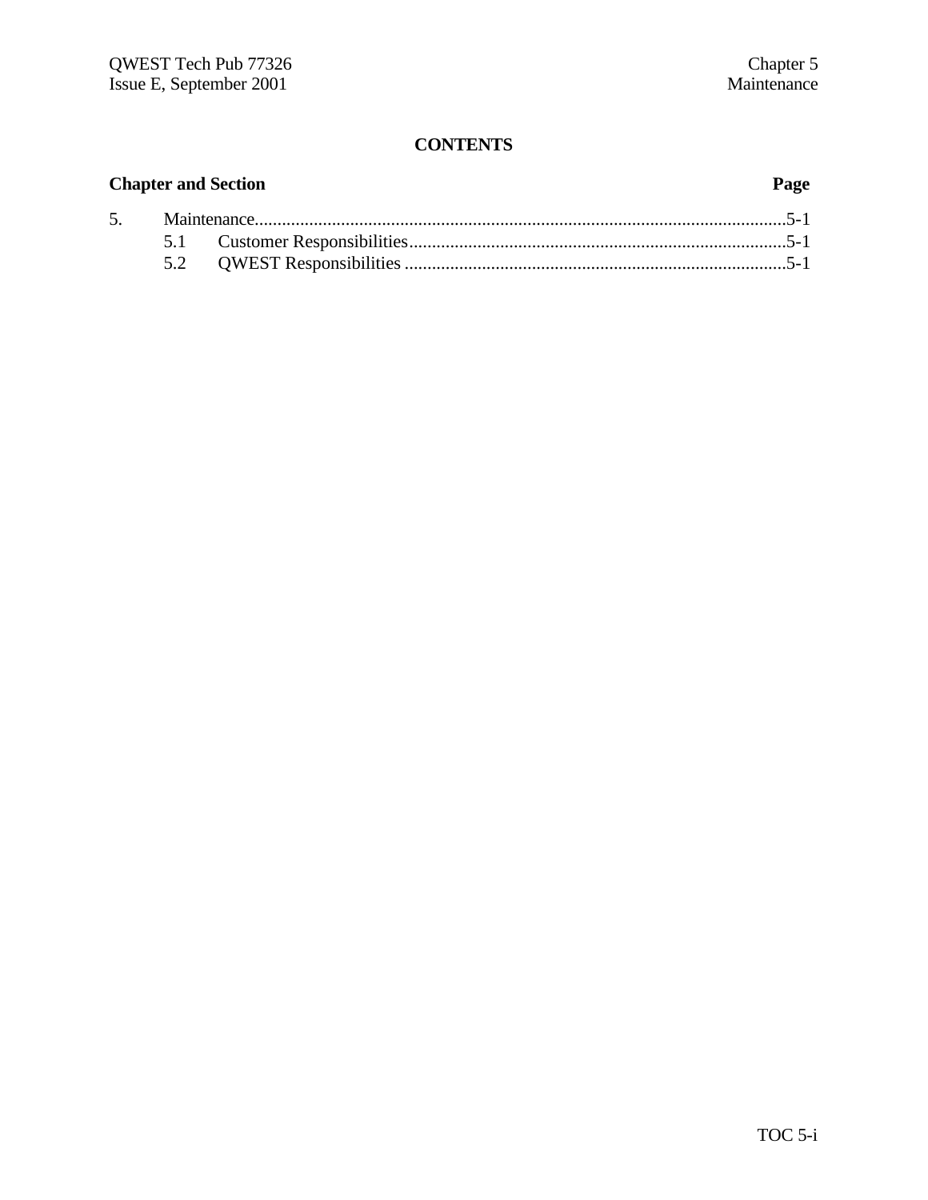# CONTENTS

| Chapter and Section | | Page |
|---|---|---|
| 5. | Maintenance | 5-1 |
| | 5.1 Customer Responsibilities | 5-1 |
| | 5.2 QWEST Responsibilities | 5-1 |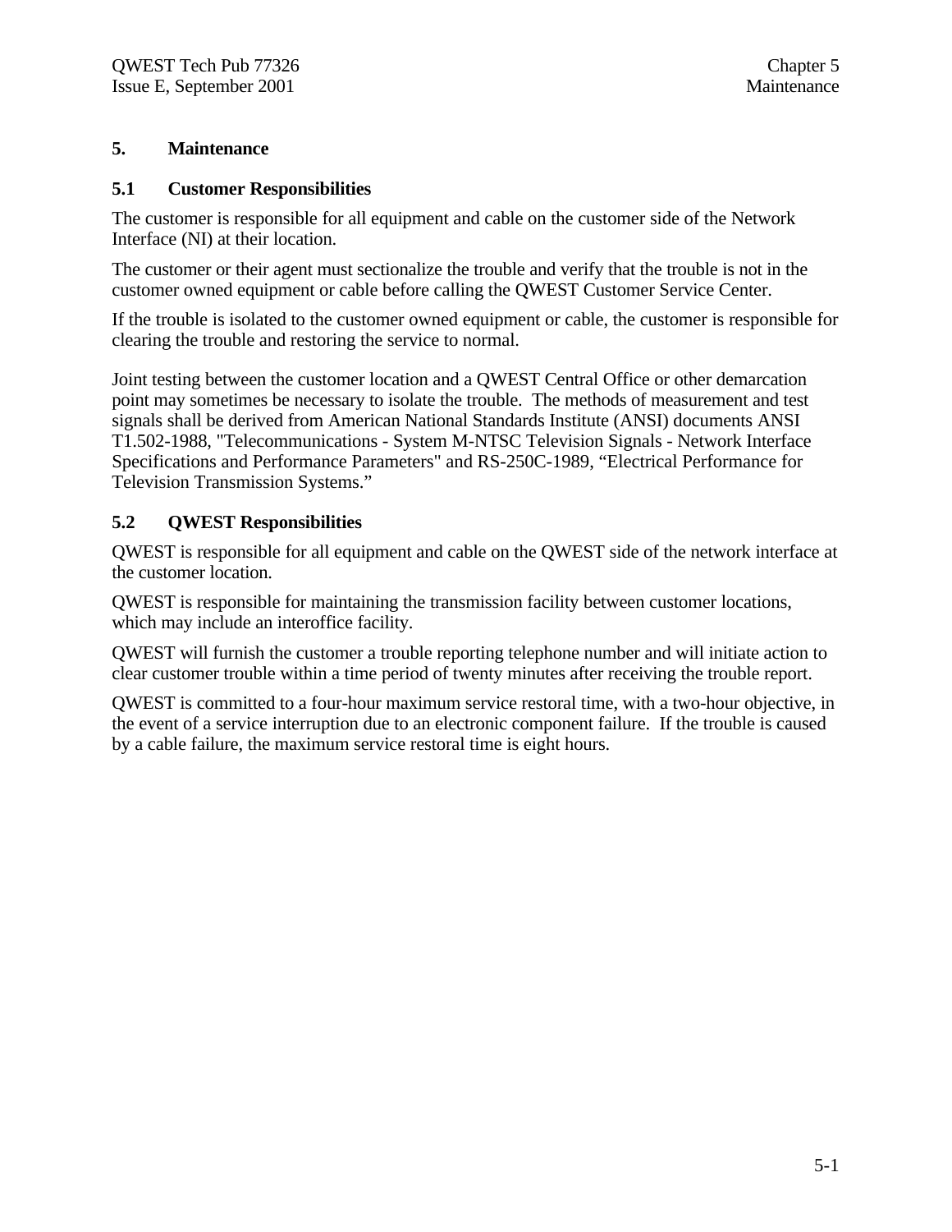# 5. Maintenance

## 5.1 Customer Responsibilities

The customer is responsible for all equipment and cable on the customer side of the Network Interface (NI) at their location.

The customer or their agent must sectionalize the trouble and verify that the trouble is not in the customer owned equipment or cable before calling the QWEST Customer Service Center.

If the trouble is isolated to the customer owned equipment or cable, the customer is responsible for clearing the trouble and restoring the service to normal.

Joint testing between the customer location and a QWEST Central Office or other demarcation point may sometimes be necessary to isolate the trouble. The methods of measurement and test signals shall be derived from American National Standards Institute (ANSI) documents ANSI T1.502-1988, "Telecommunications - System M-NTSC Television Signals - Network Interface Specifications and Performance Parameters" and RS-250C-1989, “Electrical Performance for Television Transmission Systems.”

## 5.2 QWEST Responsibilities

QWEST is responsible for all equipment and cable on the QWEST side of the network interface at the customer location.

QWEST is responsible for maintaining the transmission facility between customer locations, which may include an interoffice facility.

QWEST will furnish the customer a trouble reporting telephone number and will initiate action to clear customer trouble within a time period of twenty minutes after receiving the trouble report.

QWEST is committed to a four-hour maximum service restoral time, with a two-hour objective, in the event of a service interruption due to an electronic component failure. If the trouble is caused by a cable failure, the maximum service restoral time is eight hours.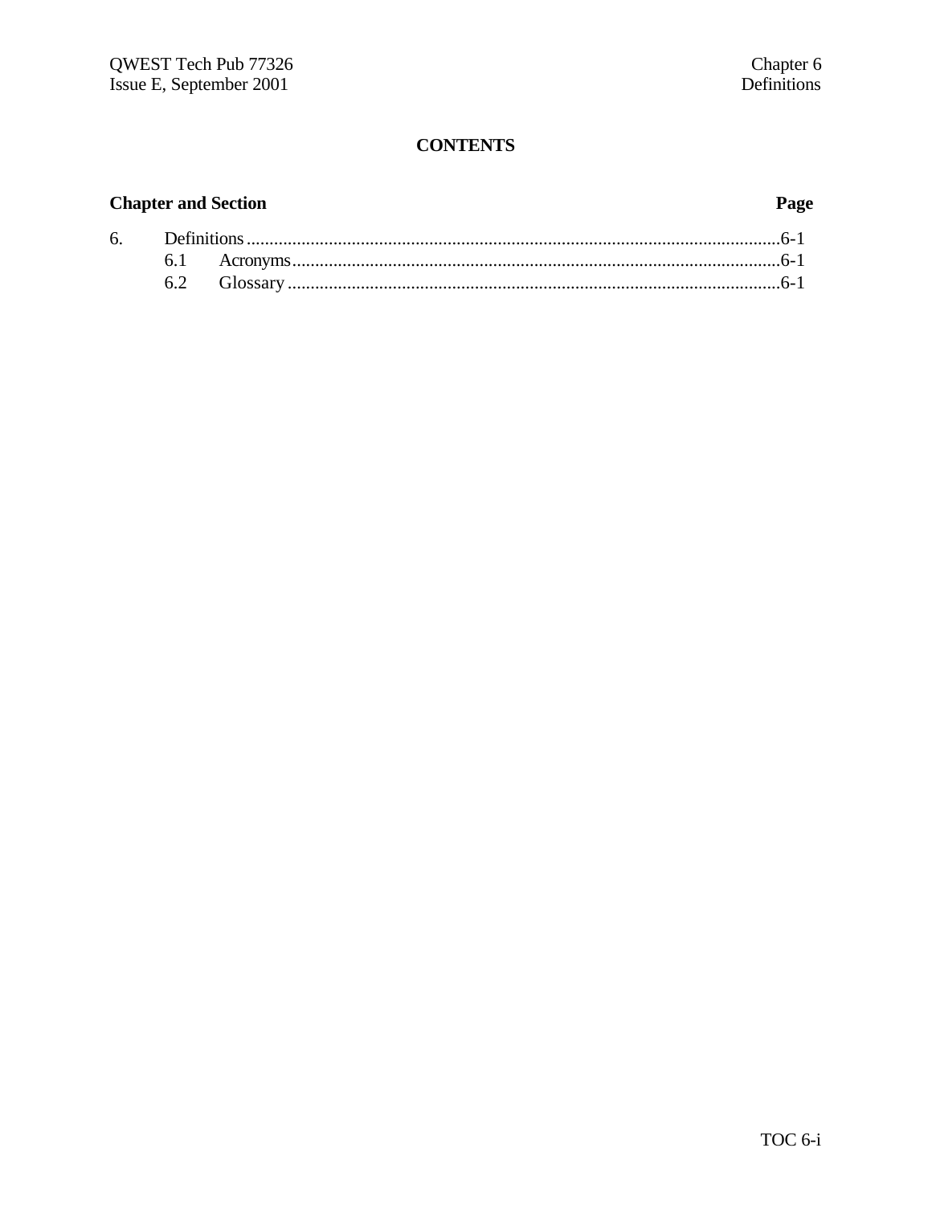# CONTENTS

| Chapter and Section | | Page |
|---|---|---|
| 6. | Definitions | 6-1 |
| | 6.1 Acronyms | 6-1 |
| | 6.2 Glossary | 6-1 |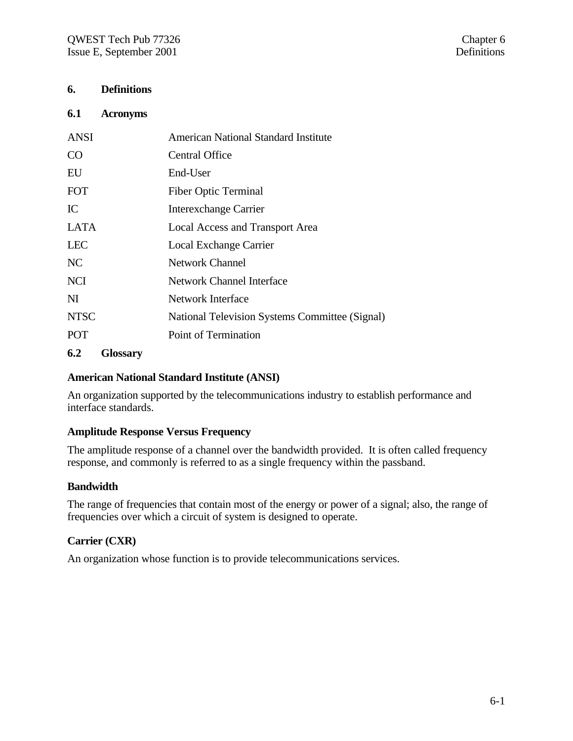# 6. Definitions

## 6.1 Acronyms

| | |
|---|---|
| ANSI | American National Standard Institute |
| CO | Central Office |
| EU | End-User |
| FOT | Fiber Optic Terminal |
| IC | Interexchange Carrier |
| LATA | Local Access and Transport Area |
| LEC | Local Exchange Carrier |
| NC | Network Channel |
| NCI | Network Channel Interface |
| NI | Network Interface |
| NTSC | National Television Systems Committee (Signal) |
| POT | Point of Termination |

## 6.2 Glossary

**American National Standard Institute (ANSI)**

An organization supported by the telecommunications industry to establish performance and interface standards.

**Amplitude Response Versus Frequency**

The amplitude response of a channel over the bandwidth provided. It is often called frequency response, and commonly is referred to as a single frequency within the passband.

**Bandwidth**

The range of frequencies that contain most of the energy or power of a signal; also, the range of frequencies over which a circuit of system is designed to operate.

**Carrier (CXR)**

An organization whose function is to provide telecommunications services.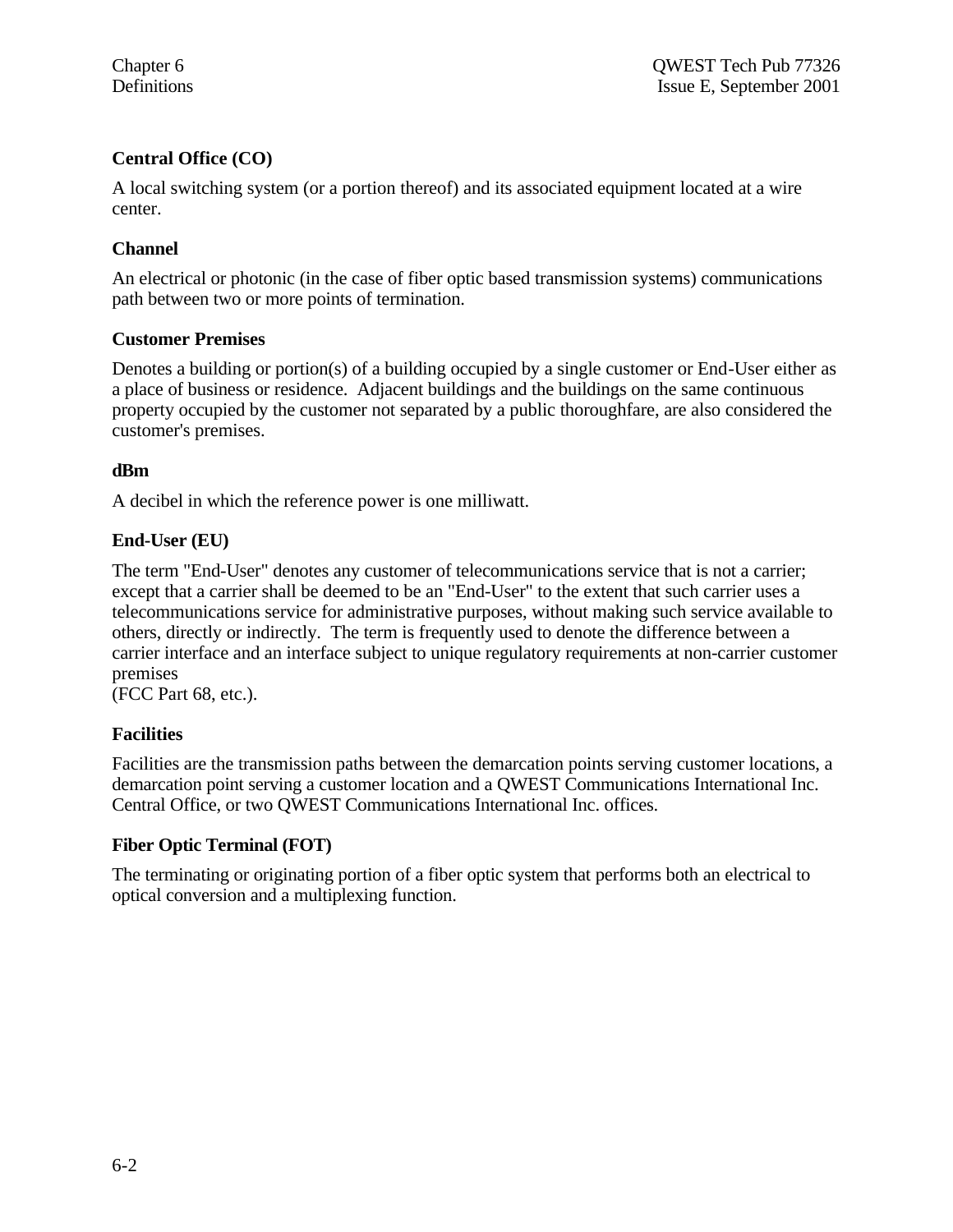### Central Office (CO)

A local switching system (or a portion thereof) and its associated equipment located at a wire center.

### Channel

An electrical or photonic (in the case of fiber optic based transmission systems) communications path between two or more points of termination.

### Customer Premises

Denotes a building or portion(s) of a building occupied by a single customer or End-User either as a place of business or residence. Adjacent buildings and the buildings on the same continuous property occupied by the customer not separated by a public thoroughfare, are also considered the customer's premises.

### dBm

A decibel in which the reference power is one milliwatt.

### End-User (EU)

The term "End-User" denotes any customer of telecommunications service that is not a carrier; except that a carrier shall be deemed to be an "End-User" to the extent that such carrier uses a telecommunications service for administrative purposes, without making such service available to others, directly or indirectly. The term is frequently used to denote the difference between a carrier interface and an interface subject to unique regulatory requirements at non-carrier customer premises
(FCC Part 68, etc.).

### Facilities

Facilities are the transmission paths between the demarcation points serving customer locations, a demarcation point serving a customer location and a QWEST Communications International Inc. Central Office, or two QWEST Communications International Inc. offices.

### Fiber Optic Terminal (FOT)

The terminating or originating portion of a fiber optic system that performs both an electrical to optical conversion and a multiplexing function.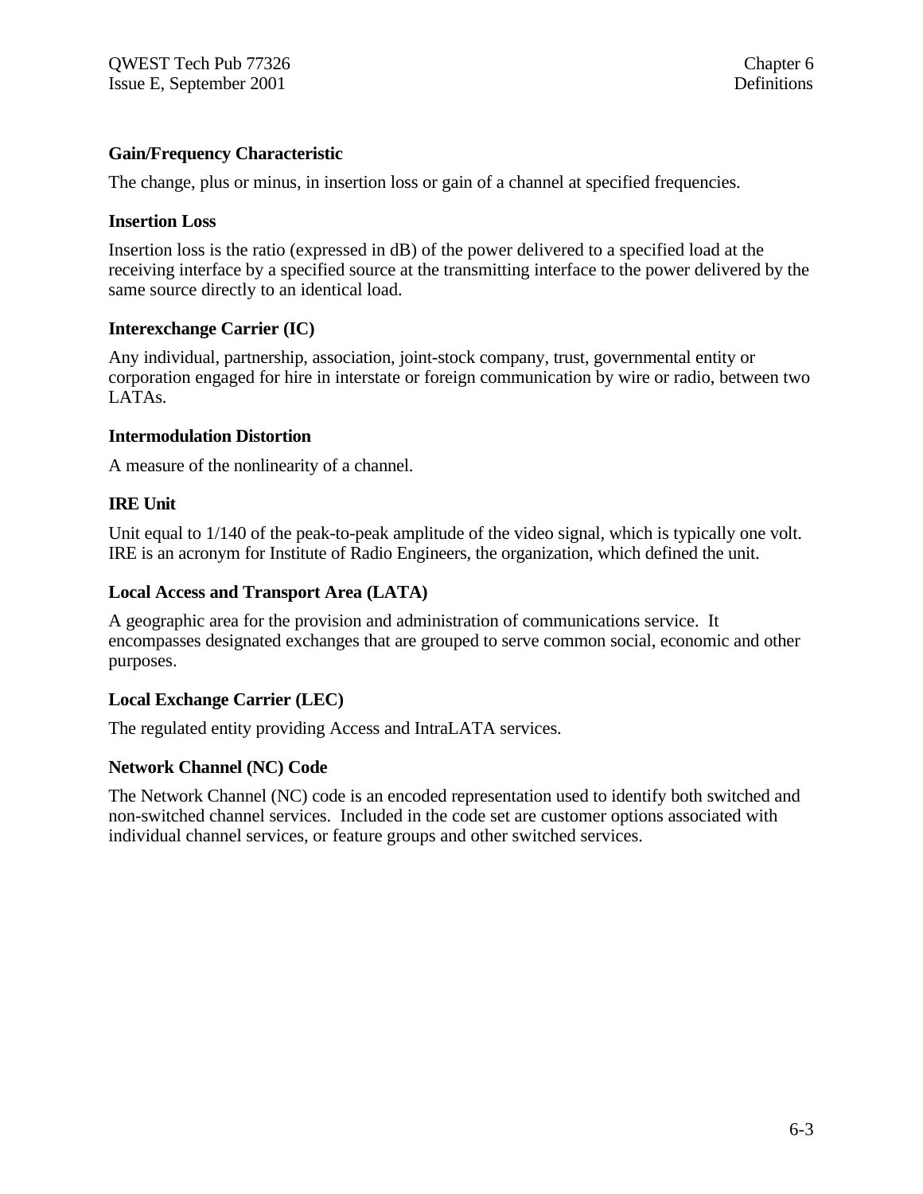**Gain/Frequency Characteristic**

The change, plus or minus, in insertion loss or gain of a channel at specified frequencies.

**Insertion Loss**

Insertion loss is the ratio (expressed in dB) of the power delivered to a specified load at the receiving interface by a specified source at the transmitting interface to the power delivered by the same source directly to an identical load.

**Interexchange Carrier (IC)**

Any individual, partnership, association, joint-stock company, trust, governmental entity or corporation engaged for hire in interstate or foreign communication by wire or radio, between two LATAs.

**Intermodulation Distortion**

A measure of the nonlinearity of a channel.

**IRE Unit**

Unit equal to 1/140 of the peak-to-peak amplitude of the video signal, which is typically one volt. IRE is an acronym for Institute of Radio Engineers, the organization, which defined the unit.

**Local Access and Transport Area (LATA)**

A geographic area for the provision and administration of communications service. It encompasses designated exchanges that are grouped to serve common social, economic and other purposes.

**Local Exchange Carrier (LEC)**

The regulated entity providing Access and IntraLATA services.

**Network Channel (NC) Code**

The Network Channel (NC) code is an encoded representation used to identify both switched and non-switched channel services. Included in the code set are customer options associated with individual channel services, or feature groups and other switched services.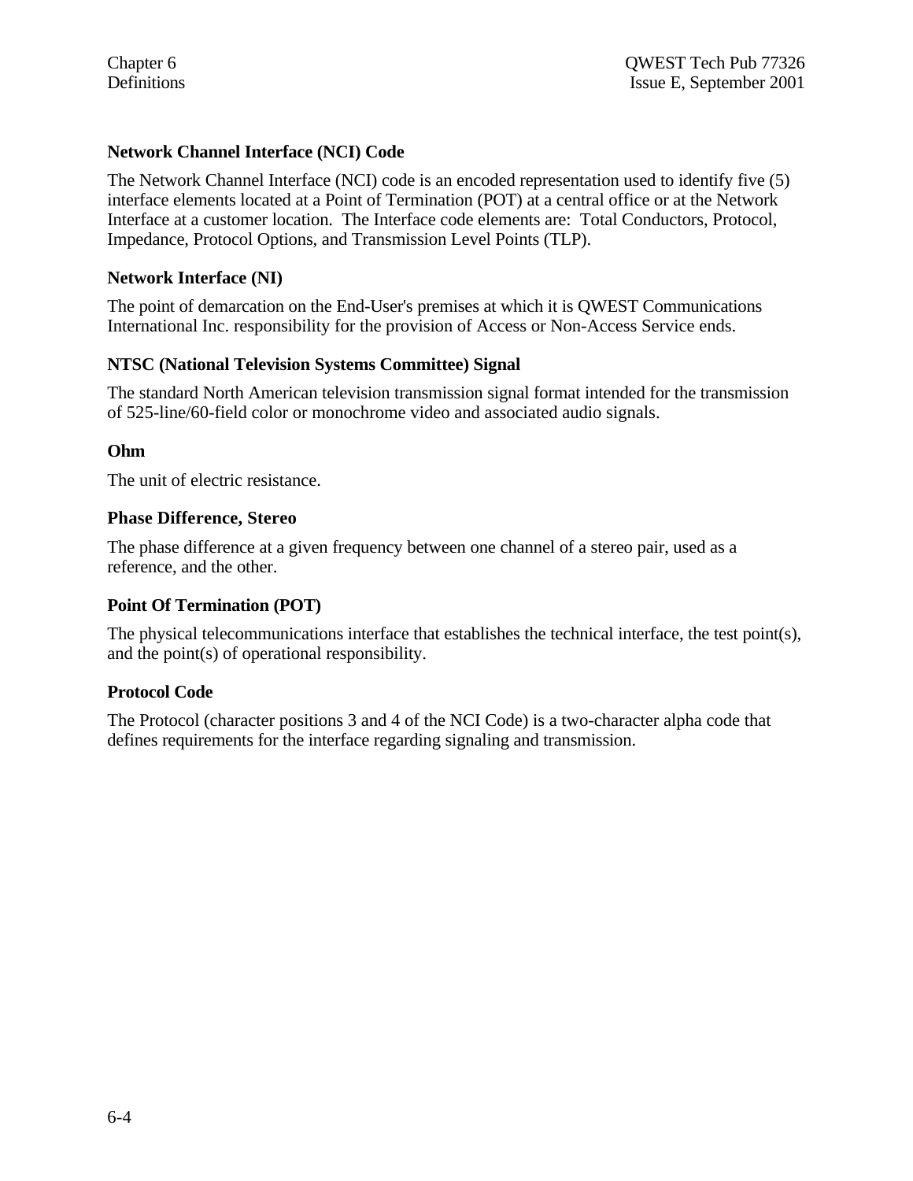**Network Channel Interface (NCI) Code**

The Network Channel Interface (NCI) code is an encoded representation used to identify five (5) interface elements located at a Point of Termination (POT) at a central office or at the Network Interface at a customer location. The Interface code elements are: Total Conductors, Protocol, Impedance, Protocol Options, and Transmission Level Points (TLP).

**Network Interface (NI)**

The point of demarcation on the End-User's premises at which it is QWEST Communications International Inc. responsibility for the provision of Access or Non-Access Service ends.

**NTSC (National Television Systems Committee) Signal**

The standard North American television transmission signal format intended for the transmission of 525-line/60-field color or monochrome video and associated audio signals.

**Ohm**

The unit of electric resistance.

**Phase Difference, Stereo**

The phase difference at a given frequency between one channel of a stereo pair, used as a reference, and the other.

**Point Of Termination (POT)**

The physical telecommunications interface that establishes the technical interface, the test point(s), and the point(s) of operational responsibility.

**Protocol Code**

The Protocol (character positions 3 and 4 of the NCI Code) is a two-character alpha code that defines requirements for the interface regarding signaling and transmission.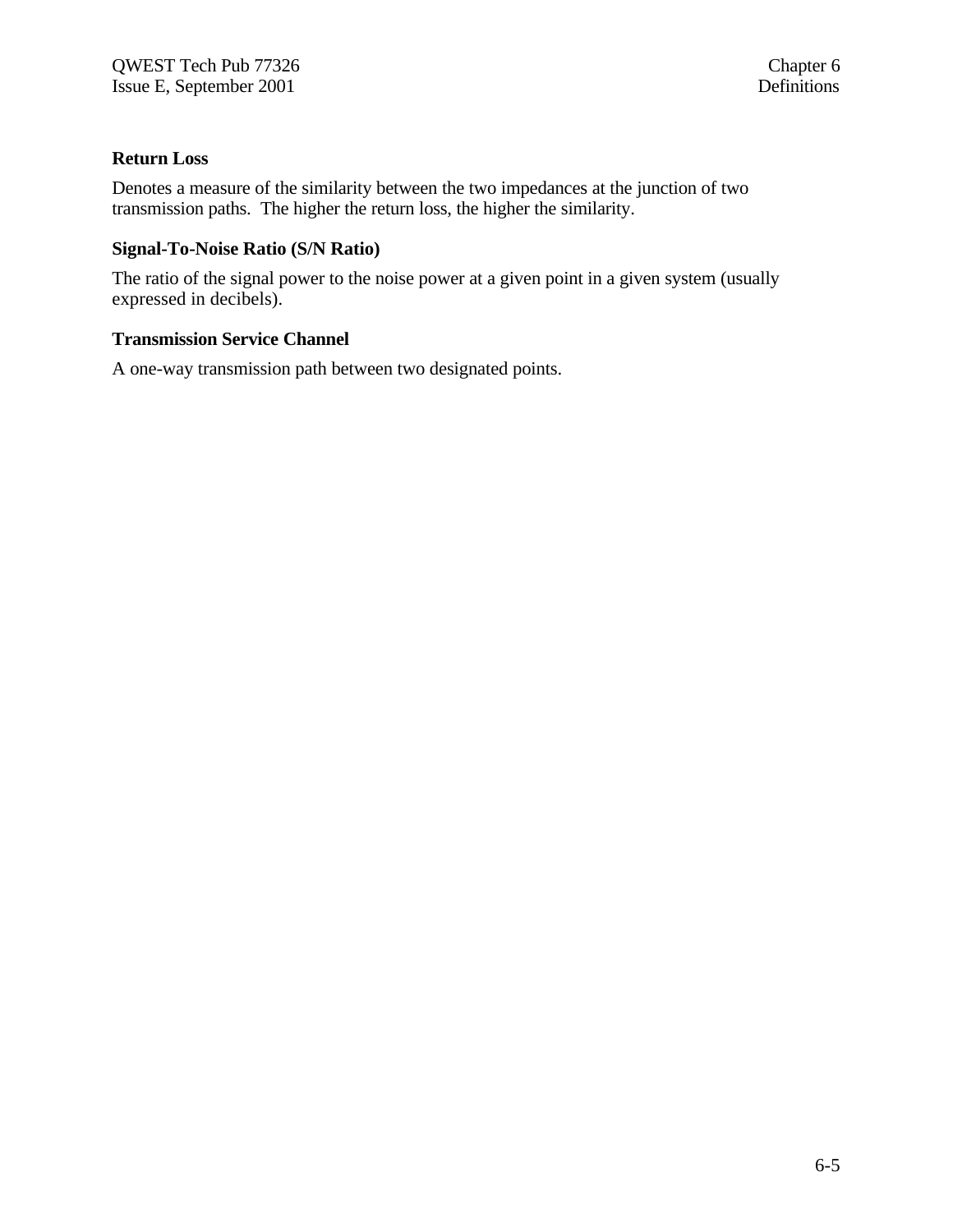### Return Loss

Denotes a measure of the similarity between the two impedances at the junction of two transmission paths. The higher the return loss, the higher the similarity.

### Signal-To-Noise Ratio (S/N Ratio)

The ratio of the signal power to the noise power at a given point in a given system (usually expressed in decibels).

### Transmission Service Channel

A one-way transmission path between two designated points.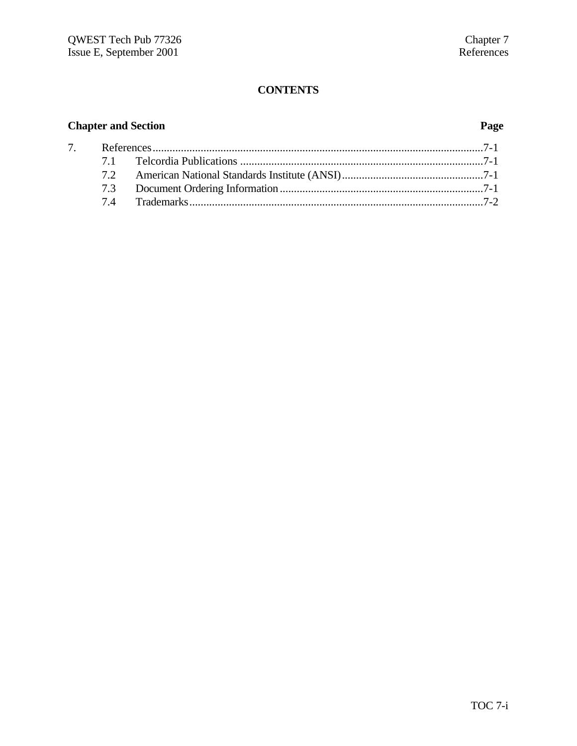## CONTENTS

**Chapter and Section** **Page**

7. References ....................................................................................................................7-1
   - 7.1 Telcordia Publications .....................................................................................7-1
   - 7.2 American National Standards Institute (ANSI).................................................7-1
   - 7.3 Document Ordering Information.......................................................................7-1
   - 7.4 Trademarks.......................................................................................................7-2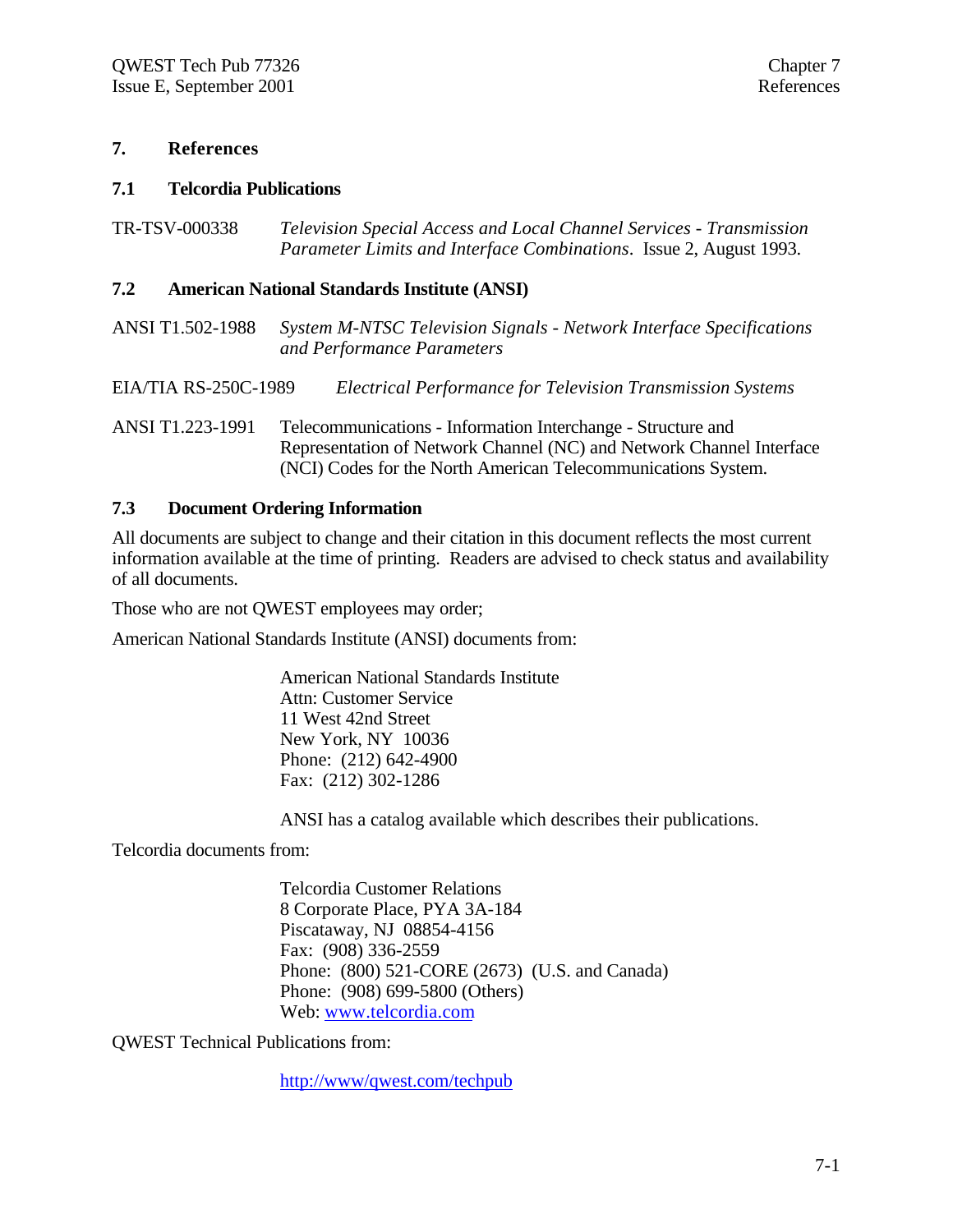# 7. References

## 7.1 Telcordia Publications

TR-TSV-000338 *Television Special Access and Local Channel Services - Transmission Parameter Limits and Interface Combinations*. Issue 2, August 1993.

## 7.2 American National Standards Institute (ANSI)

ANSI T1.502-1988 *System M-NTSC Television Signals - Network Interface Specifications and Performance Parameters*

EIA/TIA RS-250C-1989 *Electrical Performance for Television Transmission Systems*

ANSI T1.223-1991 Telecommunications - Information Interchange - Structure and Representation of Network Channel (NC) and Network Channel Interface (NCI) Codes for the North American Telecommunications System.

## 7.3 Document Ordering Information

All documents are subject to change and their citation in this document reflects the most current information available at the time of printing. Readers are advised to check status and availability of all documents.

Those who are not QWEST employees may order;

American National Standards Institute (ANSI) documents from:

American National Standards Institute
Attn: Customer Service
11 West 42nd Street
New York, NY 10036
Phone: (212) 642-4900
Fax: (212) 302-1286

ANSI has a catalog available which describes their publications.

Telcordia documents from:

Telcordia Customer Relations
8 Corporate Place, PYA 3A-184
Piscataway, NJ 08854-4156
Fax: (908) 336-2559
Phone: (800) 521-CORE (2673) (U.S. and Canada)
Phone: (908) 699-5800 (Others)
Web: www.telcordia.com

QWEST Technical Publications from:

http://www/qwest.com/techpub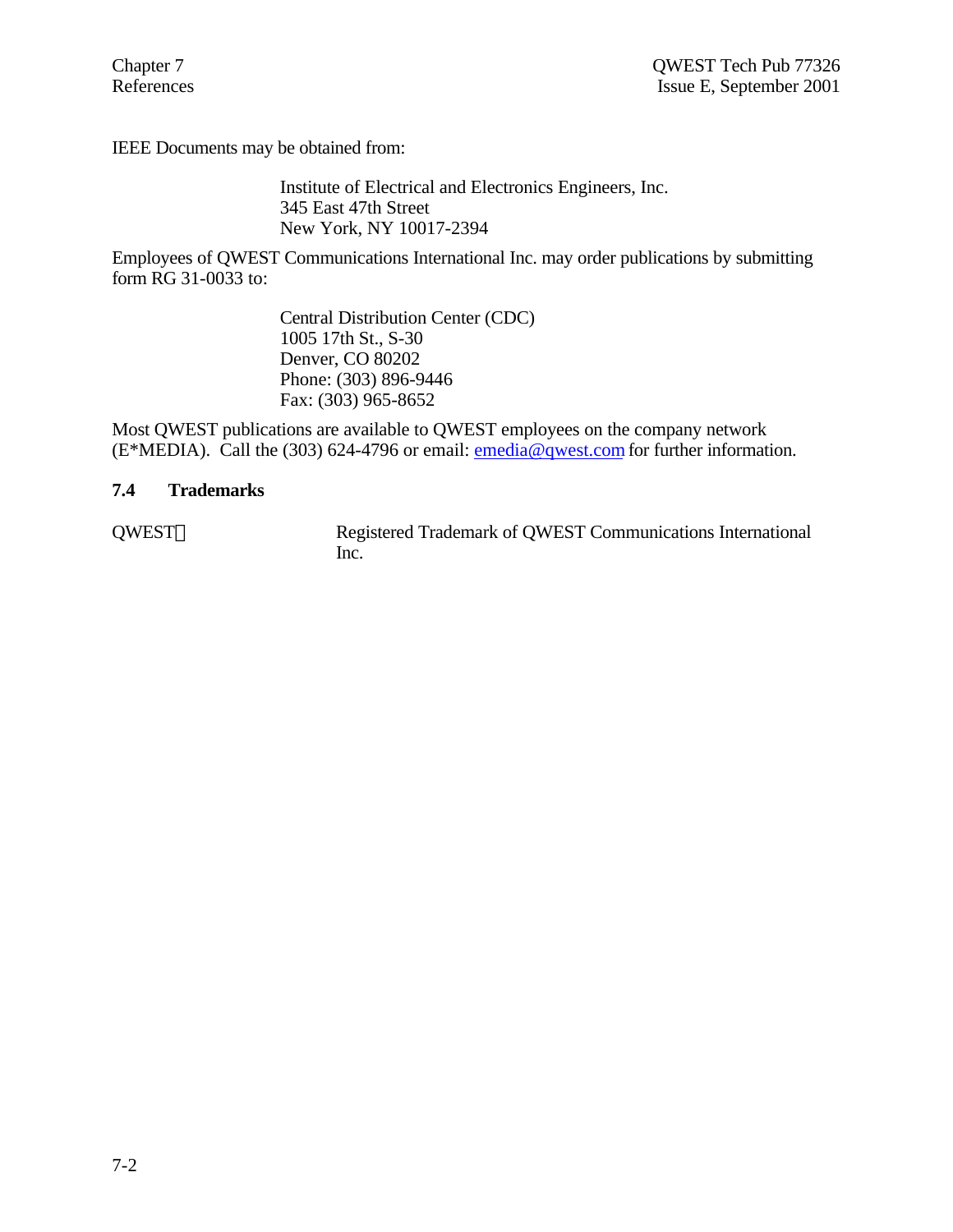IEEE Documents may be obtained from:

> Institute of Electrical and Electronics Engineers, Inc.
> 345 East 47th Street
> New York, NY 10017-2394

Employees of QWEST Communications International Inc. may order publications by submitting form RG 31-0033 to:

> Central Distribution Center (CDC)
> 1005 17th St., S-30
> Denver, CO 80202
> Phone: (303) 896-9446
> Fax: (303) 965-8652

Most QWEST publications are available to QWEST employees on the company network (E*MEDIA). Call the (303) 624-4796 or email: emedia@qwest.com for further information.

### 7.4 Trademarks

| | |
|---|---|
| QWEST® | Registered Trademark of QWEST Communications International Inc. |